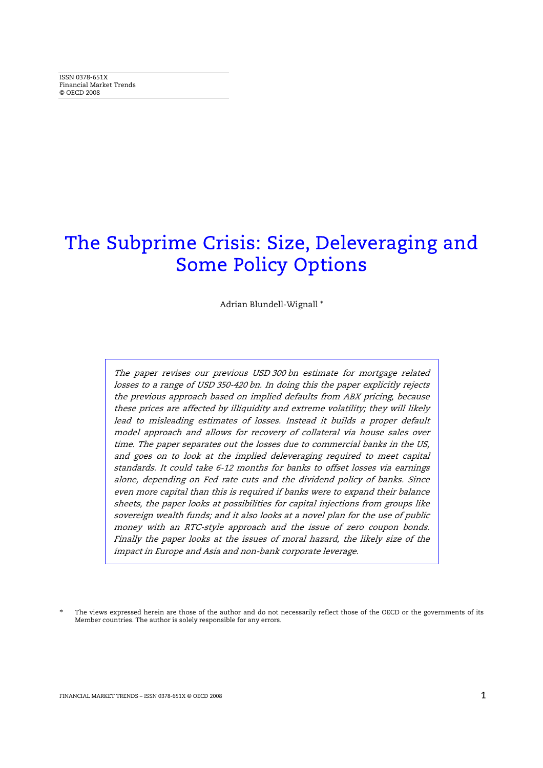ISSN 0378-651X
Financial Market Trends
© OECD 2008

# The Subprime Crisis: Size, Deleveraging and Some Policy Options

Adrian Blundell-Wignall *

*The paper revises our previous USD 300 bn estimate for mortgage related losses to a range of USD 350-420 bn. In doing this the paper explicitly rejects the previous approach based on implied defaults from ABX pricing, because these prices are affected by illiquidity and extreme volatility; they will likely lead to misleading estimates of losses. Instead it builds a proper default model approach and allows for recovery of collateral via house sales over time. The paper separates out the losses due to commercial banks in the US, and goes on to look at the implied deleveraging required to meet capital standards. It could take 6-12 months for banks to offset losses via earnings alone, depending on Fed rate cuts and the dividend policy of banks. Since even more capital than this is required if banks were to expand their balance sheets, the paper looks at possibilities for capital injections from groups like sovereign wealth funds; and it also looks at a novel plan for the use of public money with an RTC-style approach and the issue of zero coupon bonds. Finally the paper looks at the issues of moral hazard, the likely size of the impact in Europe and Asia and non-bank corporate leverage.*

\* The views expressed herein are those of the author and do not necessarily reflect those of the OECD or the governments of its Member countries. The author is solely responsible for any errors.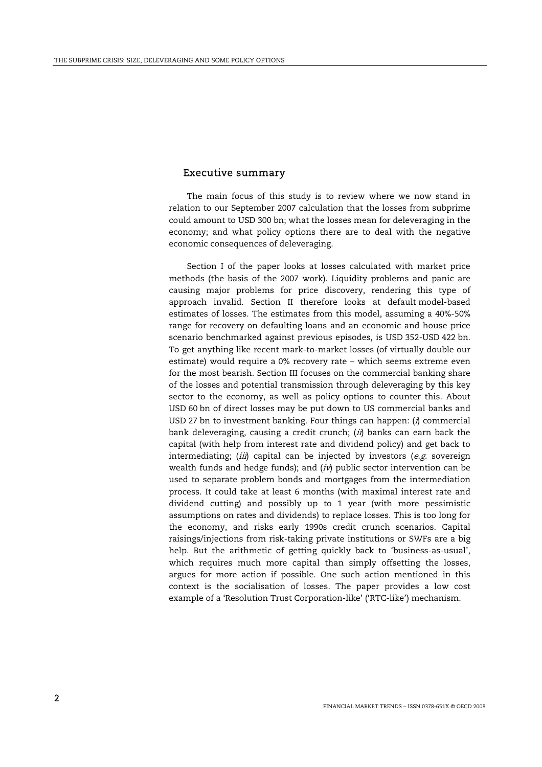## Executive summary

The main focus of this study is to review where we now stand in relation to our September 2007 calculation that the losses from subprime could amount to USD 300 bn; what the losses mean for deleveraging in the economy; and what policy options there are to deal with the negative economic consequences of deleveraging.

Section I of the paper looks at losses calculated with market price methods (the basis of the 2007 work). Liquidity problems and panic are causing major problems for price discovery, rendering this type of approach invalid. Section II therefore looks at default model-based estimates of losses. The estimates from this model, assuming a 40%-50% range for recovery on defaulting loans and an economic and house price scenario benchmarked against previous episodes, is USD 352-USD 422 bn. To get anything like recent mark-to-market losses (of virtually double our estimate) would require a 0% recovery rate – which seems extreme even for the most bearish. Section III focuses on the commercial banking share of the losses and potential transmission through deleveraging by this key sector to the economy, as well as policy options to counter this. About USD 60 bn of direct losses may be put down to US commercial banks and USD 27 bn to investment banking. Four things can happen: (*i*) commercial bank deleveraging, causing a credit crunch; (*ii*) banks can earn back the capital (with help from interest rate and dividend policy) and get back to intermediating; (*iii*) capital can be injected by investors (*e.g.* sovereign wealth funds and hedge funds); and (*iv*) public sector intervention can be used to separate problem bonds and mortgages from the intermediation process. It could take at least 6 months (with maximal interest rate and dividend cutting) and possibly up to 1 year (with more pessimistic assumptions on rates and dividends) to replace losses. This is too long for the economy, and risks early 1990s credit crunch scenarios. Capital raisings/injections from risk-taking private institutions or SWFs are a big help. But the arithmetic of getting quickly back to 'business-as-usual', which requires much more capital than simply offsetting the losses, argues for more action if possible. One such action mentioned in this context is the socialisation of losses. The paper provides a low cost example of a 'Resolution Trust Corporation-like' ('RTC-like') mechanism.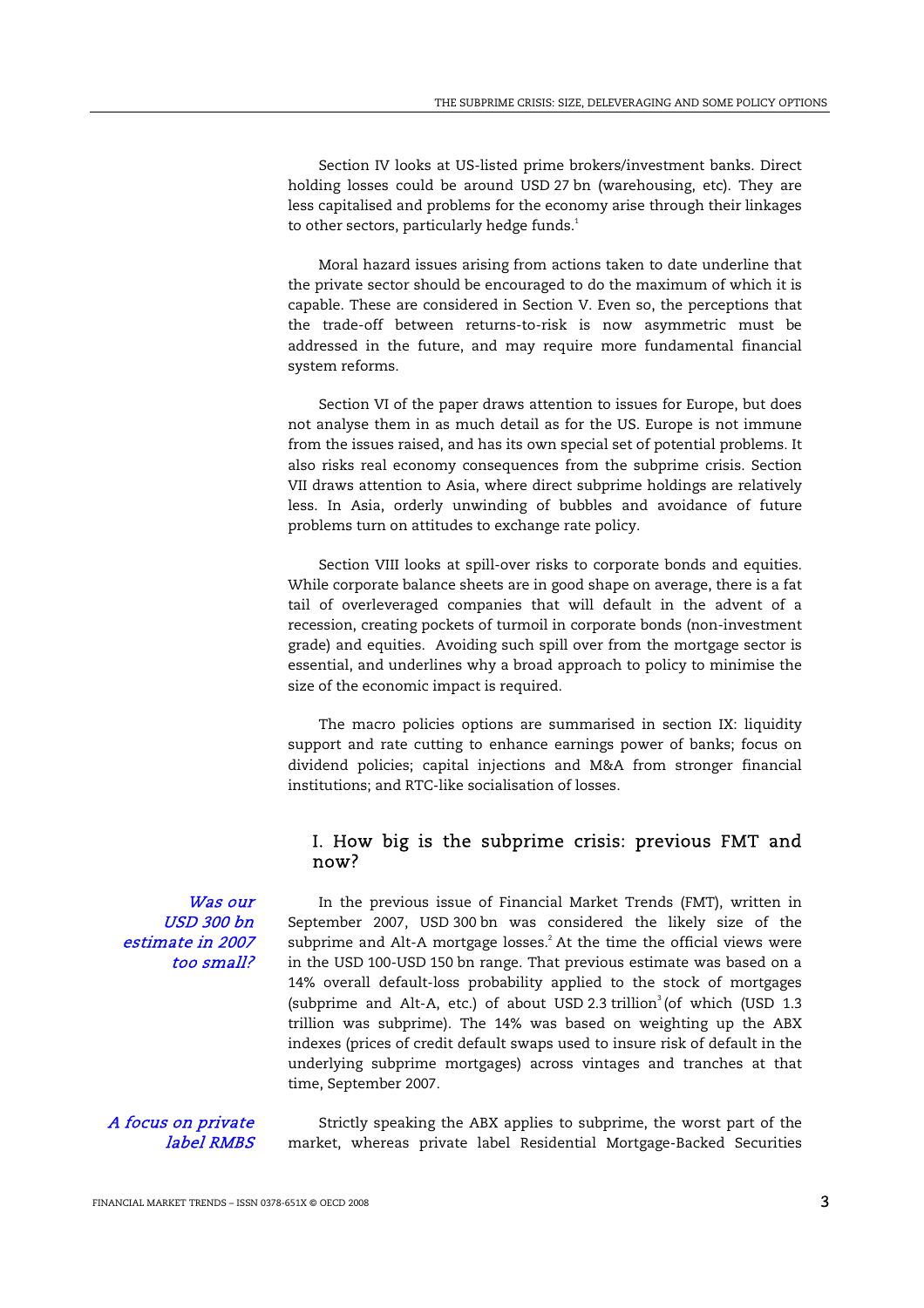Section IV looks at US-listed prime brokers/investment banks. Direct holding losses could be around USD 27 bn (warehousing, etc). They are less capitalised and problems for the economy arise through their linkages to other sectors, particularly hedge funds.[1]

Moral hazard issues arising from actions taken to date underline that the private sector should be encouraged to do the maximum of which it is capable. These are considered in Section V. Even so, the perceptions that the trade-off between returns-to-risk is now asymmetric must be addressed in the future, and may require more fundamental financial system reforms.

Section VI of the paper draws attention to issues for Europe, but does not analyse them in as much detail as for the US. Europe is not immune from the issues raised, and has its own special set of potential problems. It also risks real economy consequences from the subprime crisis. Section VII draws attention to Asia, where direct subprime holdings are relatively less. In Asia, orderly unwinding of bubbles and avoidance of future problems turn on attitudes to exchange rate policy.

Section VIII looks at spill-over risks to corporate bonds and equities. While corporate balance sheets are in good shape on average, there is a fat tail of overleveraged companies that will default in the advent of a recession, creating pockets of turmoil in corporate bonds (non-investment grade) and equities. Avoiding such spill over from the mortgage sector is essential, and underlines why a broad approach to policy to minimise the size of the economic impact is required.

The macro policies options are summarised in section IX: liquidity support and rate cutting to enhance earnings power of banks; focus on dividend policies; capital injections and M&A from stronger financial institutions; and RTC-like socialisation of losses.

## I. How big is the subprime crisis: previous FMT and now?

*Was our USD 300 bn estimate in 2007 too small?*

In the previous issue of Financial Market Trends (FMT), written in September 2007, USD 300 bn was considered the likely size of the subprime and Alt-A mortgage losses.[2] At the time the official views were in the USD 100-USD 150 bn range. That previous estimate was based on a 14% overall default-loss probability applied to the stock of mortgages (subprime and Alt-A, etc.) of about USD 2.3 trillion[3] (of which (USD 1.3 trillion was subprime). The 14% was based on weighting up the ABX indexes (prices of credit default swaps used to insure risk of default in the underlying subprime mortgages) across vintages and tranches at that time, September 2007.

*A focus on private label RMBS*

Strictly speaking the ABX applies to subprime, the worst part of the market, whereas private label Residential Mortgage-Backed Securities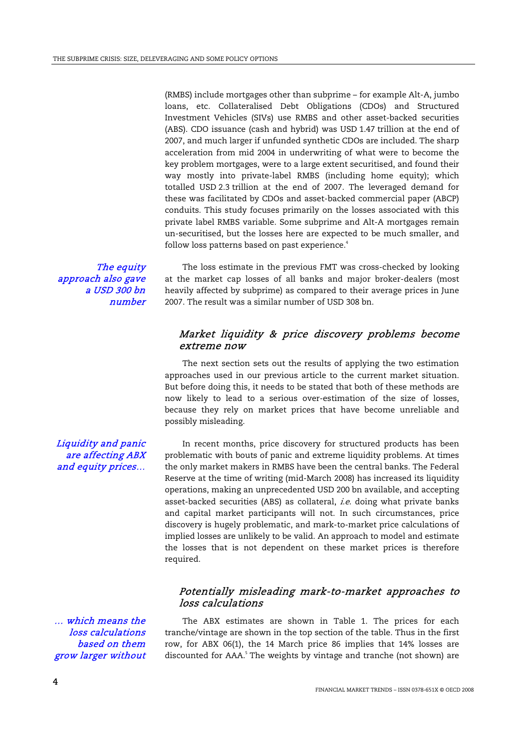(RMBS) include mortgages other than subprime – for example Alt-A, jumbo loans, etc. Collateralised Debt Obligations (CDOs) and Structured Investment Vehicles (SIVs) use RMBS and other asset-backed securities (ABS). CDO issuance (cash and hybrid) was USD 1.47 trillion at the end of 2007, and much larger if unfunded synthetic CDOs are included. The sharp acceleration from mid 2004 in underwriting of what were to become the key problem mortgages, were to a large extent securitised, and found their way mostly into private-label RMBS (including home equity); which totalled USD 2.3 trillion at the end of 2007. The leveraged demand for these was facilitated by CDOs and asset-backed commercial paper (ABCP) conduits. This study focuses primarily on the losses associated with this private label RMBS variable. Some subprime and Alt-A mortgages remain un-securitised, but the losses here are expected to be much smaller, and follow loss patterns based on past experience.[4]

*The equity approach also gave a USD 300 bn number*

The loss estimate in the previous FMT was cross-checked by looking at the market cap losses of all banks and major broker-dealers (most heavily affected by subprime) as compared to their average prices in June 2007. The result was a similar number of USD 308 bn.

## *Market liquidity & price discovery problems become extreme now*

The next section sets out the results of applying the two estimation approaches used in our previous article to the current market situation. But before doing this, it needs to be stated that both of these methods are now likely to lead to a serious over-estimation of the size of losses, because they rely on market prices that have become unreliable and possibly misleading.

*Liquidity and panic are affecting ABX and equity prices…*

In recent months, price discovery for structured products has been problematic with bouts of panic and extreme liquidity problems. At times the only market makers in RMBS have been the central banks. The Federal Reserve at the time of writing (mid-March 2008) has increased its liquidity operations, making an unprecedented USD 200 bn available, and accepting asset-backed securities (ABS) as collateral, *i.e.* doing what private banks and capital market participants will not. In such circumstances, price discovery is hugely problematic, and mark-to-market price calculations of implied losses are unlikely to be valid. An approach to model and estimate the losses that is not dependent on these market prices is therefore required.

## *Potentially misleading mark-to-market approaches to loss calculations*

*… which means the loss calculations based on them grow larger without*

The ABX estimates are shown in Table 1. The prices for each tranche/vintage are shown in the top section of the table. Thus in the first row, for ABX 06(1), the 14 March price 86 implies that 14% losses are discounted for AAA.[5] The weights by vintage and tranche (not shown) are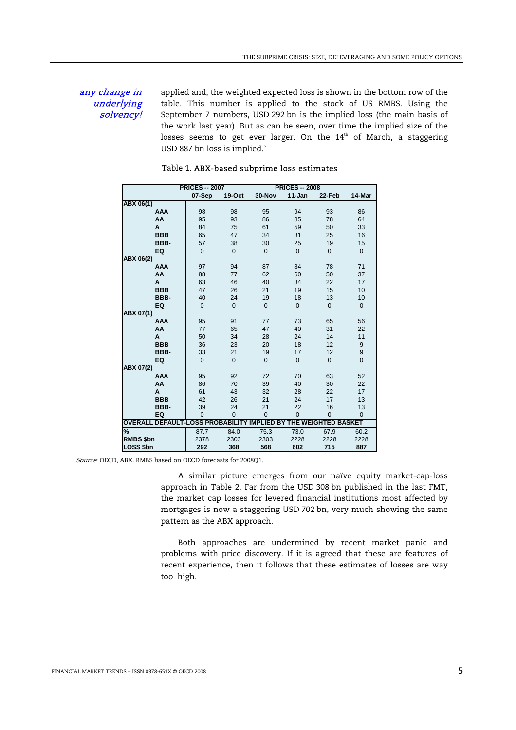*any change in underlying solvency!*

applied and, the weighted expected loss is shown in the bottom row of the table. This number is applied to the stock of US RMBS. Using the September 7 numbers, USD 292 bn is the implied loss (the main basis of the work last year). But as can be seen, over time the implied size of the losses seems to get ever larger. On the 14th of March, a staggering USD 887 bn loss is implied.[6]

Table 1. **ABX-based subprime loss estimates**

| | | PRICES -- 2007 | | PRICES -- 2008 | | | |
|---|---|---|---|---|---|---|---|
| | | 07-Sep | 19-Oct | 30-Nov | 11-Jan | 22-Feb | 14-Mar |
| **ABX 06(1)** | | | | | | | |
| | **AAA** | 98 | 98 | 95 | 94 | 93 | 86 |
| | **AA** | 95 | 93 | 86 | 85 | 78 | 64 |
| | **A** | 84 | 75 | 61 | 59 | 50 | 33 |
| | **BBB** | 65 | 47 | 34 | 31 | 25 | 16 |
| | **BBB-** | 57 | 38 | 30 | 25 | 19 | 15 |
| | **EQ** | 0 | 0 | 0 | 0 | 0 | 0 |
| **ABX 06(2)** | | | | | | | |
| | **AAA** | 97 | 94 | 87 | 84 | 78 | 71 |
| | **AA** | 88 | 77 | 62 | 60 | 50 | 37 |
| | **A** | 63 | 46 | 40 | 34 | 22 | 17 |
| | **BBB** | 47 | 26 | 21 | 19 | 15 | 10 |
| | **BBB-** | 40 | 24 | 19 | 18 | 13 | 10 |
| | **EQ** | 0 | 0 | 0 | 0 | 0 | 0 |
| **ABX 07(1)** | | | | | | | |
| | **AAA** | 95 | 91 | 77 | 73 | 65 | 56 |
| | **AA** | 77 | 65 | 47 | 40 | 31 | 22 |
| | **A** | 50 | 34 | 28 | 24 | 14 | 11 |
| | **BBB** | 36 | 23 | 20 | 18 | 12 | 9 |
| | **BBB-** | 33 | 21 | 19 | 17 | 12 | 9 |
| | **EQ** | 0 | 0 | 0 | 0 | 0 | 0 |
| **ABX 07(2)** | | | | | | | |
| | **AAA** | 95 | 92 | 72 | 70 | 63 | 52 |
| | **AA** | 86 | 70 | 39 | 40 | 30 | 22 |
| | **A** | 61 | 43 | 32 | 28 | 22 | 17 |
| | **BBB** | 42 | 26 | 21 | 24 | 17 | 13 |
| | **BBB-** | 39 | 24 | 21 | 22 | 16 | 13 |
| | **EQ** | 0 | 0 | 0 | 0 | 0 | 0 |
| **OVERALL DEFAULT-LOSS PROBABILITY IMPLIED BY THE WEIGHTED BASKET** | | | | | | | |
| **%** | | 87.7 | 84.0 | 75.3 | 73.0 | 67.9 | 60.2 |
| **RMBS $bn** | | 2378 | 2303 | 2303 | 2228 | 2228 | 2228 |
| **LOSS $bn** | | **292** | **368** | **568** | **602** | **715** | **887** |

*Source*: OECD, ABX. RMBS based on OECD forecasts for 2008Q1.

A similar picture emerges from our naïve equity market-cap-loss approach in Table 2. Far from the USD 308 bn published in the last FMT, the market cap losses for levered financial institutions most affected by mortgages is now a staggering USD 702 bn, very much showing the same pattern as the ABX approach.

Both approaches are undermined by recent market panic and problems with price discovery. If it is agreed that these are features of recent experience, then it follows that these estimates of losses are way too high.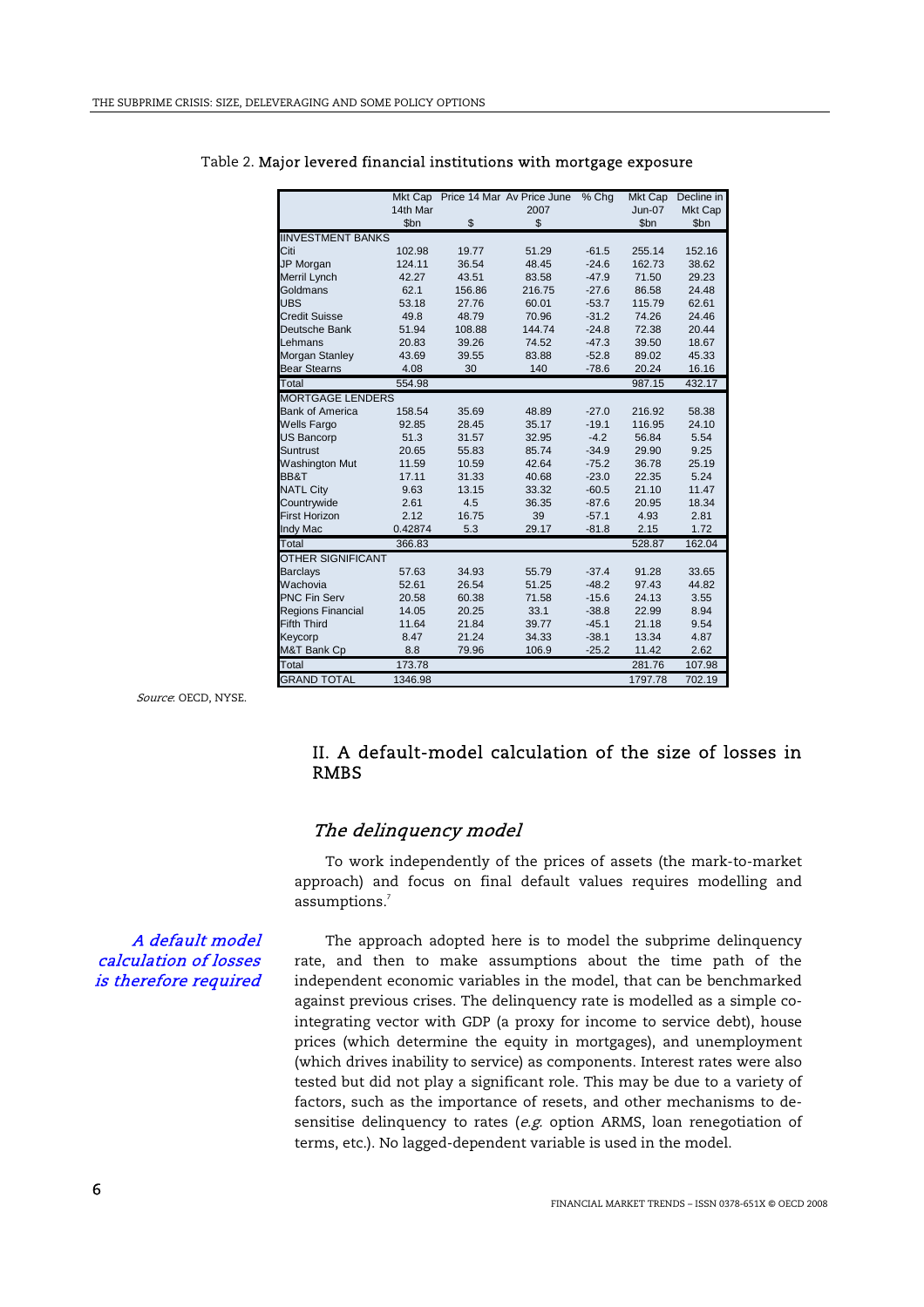Table 2. **Major levered financial institutions with mortgage exposure**

| | Mkt Cap 14th Mar $bn | Price 14 Mar $ | Av Price June 2007 $ | % Chg | Mkt Cap Jun-07 $bn | Decline in Mkt Cap $bn |
|---|---|---|---|---|---|---|
| IINVESTMENT BANKS | | | | | | |
| Citi | 102.98 | 19.77 | 51.29 | -61.5 | 255.14 | 152.16 |
| JP Morgan | 124.11 | 36.54 | 48.45 | -24.6 | 162.73 | 38.62 |
| Merril Lynch | 42.27 | 43.51 | 83.58 | -47.9 | 71.50 | 29.23 |
| Goldmans | 62.1 | 156.86 | 216.75 | -27.6 | 86.58 | 24.48 |
| UBS | 53.18 | 27.76 | 60.01 | -53.7 | 115.79 | 62.61 |
| Credit Suisse | 49.8 | 48.79 | 70.96 | -31.2 | 74.26 | 24.46 |
| Deutsche Bank | 51.94 | 108.88 | 144.74 | -24.8 | 72.38 | 20.44 |
| Lehmans | 20.83 | 39.26 | 74.52 | -47.3 | 39.50 | 18.67 |
| Morgan Stanley | 43.69 | 39.55 | 83.88 | -52.8 | 89.02 | 45.33 |
| Bear Stearns | 4.08 | 30 | 140 | -78.6 | 20.24 | 16.16 |
| Total | 554.98 | | | | 987.15 | 432.17 |
| MORTGAGE LENDERS | | | | | | |
| Bank of America | 158.54 | 35.69 | 48.89 | -27.0 | 216.92 | 58.38 |
| Wells Fargo | 92.85 | 28.45 | 35.17 | -19.1 | 116.95 | 24.10 |
| US Bancorp | 51.3 | 31.57 | 32.95 | -4.2 | 56.84 | 5.54 |
| Suntrust | 20.65 | 55.83 | 85.74 | -34.9 | 29.90 | 9.25 |
| Washington Mut | 11.59 | 10.59 | 42.64 | -75.2 | 36.78 | 25.19 |
| BB&T | 17.11 | 31.33 | 40.68 | -23.0 | 22.35 | 5.24 |
| NATL City | 9.63 | 13.15 | 33.32 | -60.5 | 21.10 | 11.47 |
| Countrywide | 2.61 | 4.5 | 36.35 | -87.6 | 20.95 | 18.34 |
| First Horizon | 2.12 | 16.75 | 39 | -57.1 | 4.93 | 2.81 |
| Indy Mac | 0.42874 | 5.3 | 29.17 | -81.8 | 2.15 | 1.72 |
| Total | 366.83 | | | | 528.87 | 162.04 |
| OTHER SIGNIFICANT | | | | | | |
| Barclays | 57.63 | 34.93 | 55.79 | -37.4 | 91.28 | 33.65 |
| Wachovia | 52.61 | 26.54 | 51.25 | -48.2 | 97.43 | 44.82 |
| PNC Fin Serv | 20.58 | 60.38 | 71.58 | -15.6 | 24.13 | 3.55 |
| Regions Financial | 14.05 | 20.25 | 33.1 | -38.8 | 22.99 | 8.94 |
| Fifth Third | 11.64 | 21.84 | 39.77 | -45.1 | 21.18 | 9.54 |
| Keycorp | 8.47 | 21.24 | 34.33 | -38.1 | 13.34 | 4.87 |
| M&T Bank Cp | 8.8 | 79.96 | 106.9 | -25.2 | 11.42 | 2.62 |
| Total | 173.78 | | | | 281.76 | 107.98 |
| GRAND TOTAL | 1346.98 | | | | 1797.78 | 702.19 |

*Source*: OECD, NYSE.

## II. A default-model calculation of the size of losses in RMBS

### *The delinquency model*

To work independently of the prices of assets (the mark-to-market approach) and focus on final default values requires modelling and assumptions.[7]

*A default model calculation of losses is therefore required*

The approach adopted here is to model the subprime delinquency rate, and then to make assumptions about the time path of the independent economic variables in the model, that can be benchmarked against previous crises. The delinquency rate is modelled as a simple co-integrating vector with GDP (a proxy for income to service debt), house prices (which determine the equity in mortgages), and unemployment (which drives inability to service) as components. Interest rates were also tested but did not play a significant role. This may be due to a variety of factors, such as the importance of resets, and other mechanisms to de-sensitise delinquency to rates (*e.g.* option ARMS, loan renegotiation of terms, etc.). No lagged-dependent variable is used in the model.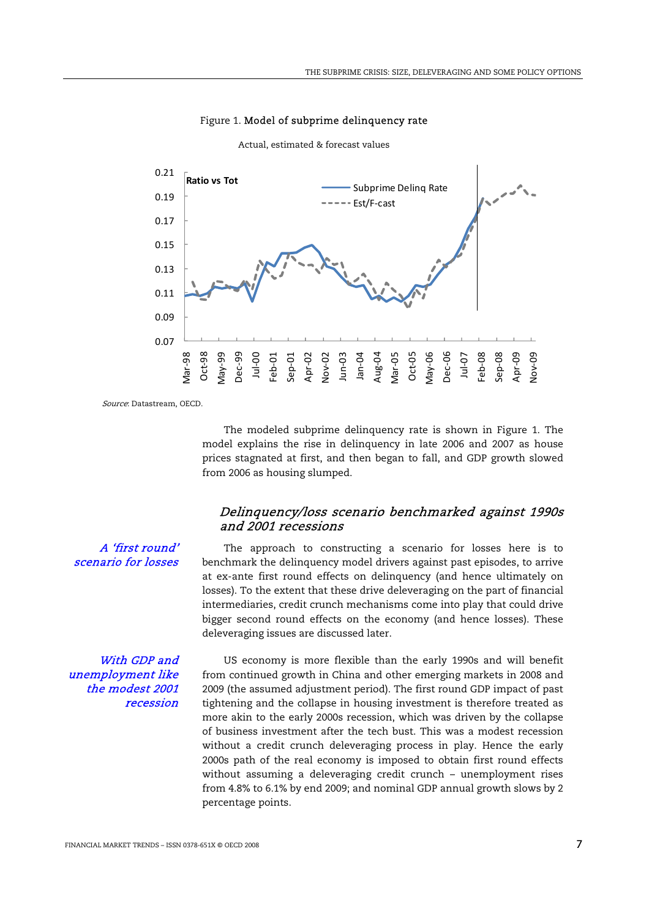Figure 1. **Model of subprime delinquency rate**

Actual, estimated & forecast values

*Source*: Datastream, OECD.

The modeled subprime delinquency rate is shown in Figure 1. The model explains the rise in delinquency in late 2006 and 2007 as house prices stagnated at first, and then began to fall, and GDP growth slowed from 2006 as housing slumped.

## *Delinquency/loss scenario benchmarked against 1990s and 2001 recessions*

*A 'first round' scenario for losses*

The approach to constructing a scenario for losses here is to benchmark the delinquency model drivers against past episodes, to arrive at ex-ante first round effects on delinquency (and hence ultimately on losses). To the extent that these drive deleveraging on the part of financial intermediaries, credit crunch mechanisms come into play that could drive bigger second round effects on the economy (and hence losses). These deleveraging issues are discussed later.

*With GDP and unemployment like the modest 2001 recession*

US economy is more flexible than the early 1990s and will benefit from continued growth in China and other emerging markets in 2008 and 2009 (the assumed adjustment period). The first round GDP impact of past tightening and the collapse in housing investment is therefore treated as more akin to the early 2000s recession, which was driven by the collapse of business investment after the tech bust. This was a modest recession without a credit crunch deleveraging process in play. Hence the early 2000s path of the real economy is imposed to obtain first round effects without assuming a deleveraging credit crunch – unemployment rises from 4.8% to 6.1% by end 2009; and nominal GDP annual growth slows by 2 percentage points.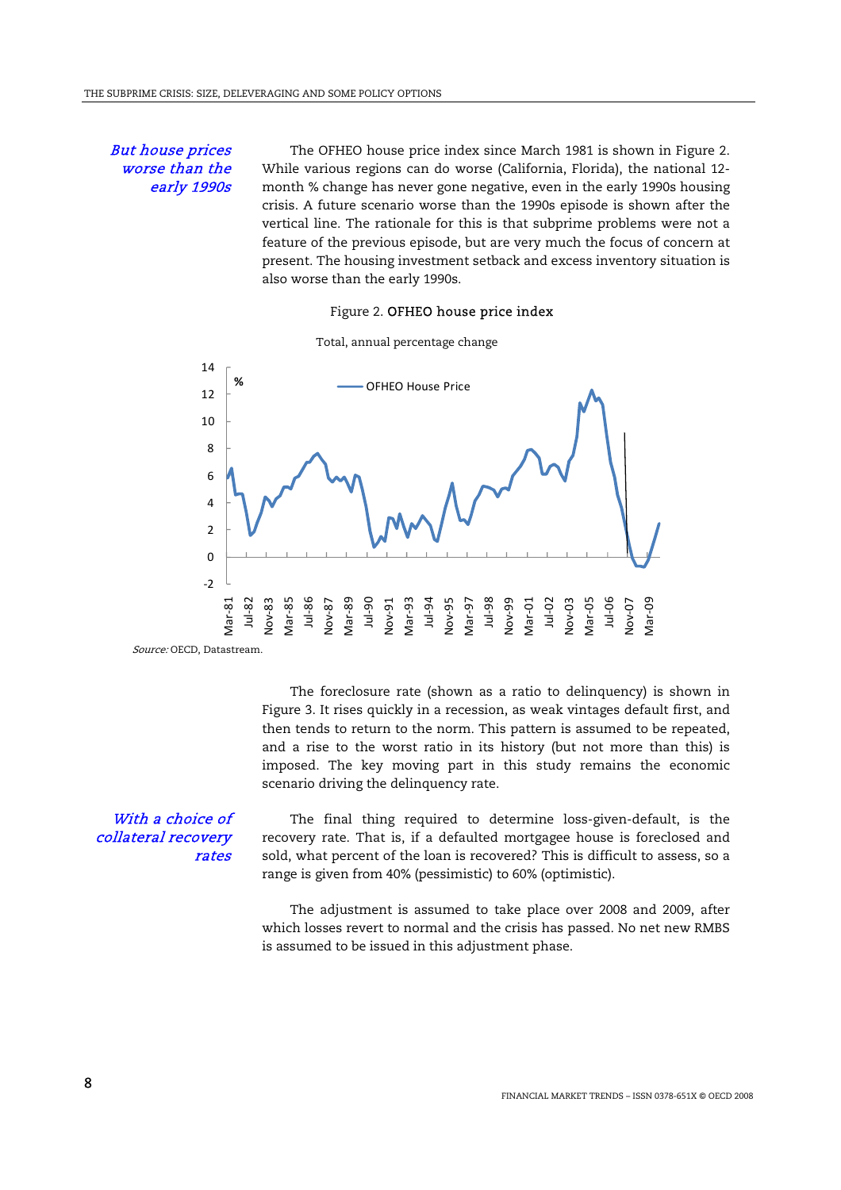*But house prices worse than the early 1990s*

The OFHEO house price index since March 1981 is shown in Figure 2. While various regions can do worse (California, Florida), the national 12-month % change has never gone negative, even in the early 1990s housing crisis. A future scenario worse than the 1990s episode is shown after the vertical line. The rationale for this is that subprime problems were not a feature of the previous episode, but are very much the focus of concern at present. The housing investment setback and excess inventory situation is also worse than the early 1990s.

Figure 2. **OFHEO house price index**

Total, annual percentage change

*Source:* OECD, Datastream.

The foreclosure rate (shown as a ratio to delinquency) is shown in Figure 3. It rises quickly in a recession, as weak vintages default first, and then tends to return to the norm. This pattern is assumed to be repeated, and a rise to the worst ratio in its history (but not more than this) is imposed. The key moving part in this study remains the economic scenario driving the delinquency rate.

*With a choice of collateral recovery rates*

The final thing required to determine loss-given-default, is the recovery rate. That is, if a defaulted mortgagee house is foreclosed and sold, what percent of the loan is recovered? This is difficult to assess, so a range is given from 40% (pessimistic) to 60% (optimistic).

The adjustment is assumed to take place over 2008 and 2009, after which losses revert to normal and the crisis has passed. No net new RMBS is assumed to be issued in this adjustment phase.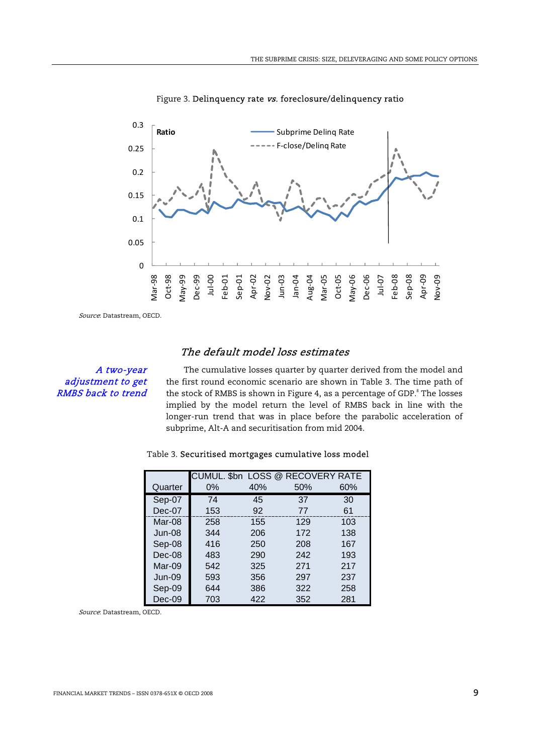Figure 3. **Delinquency rate *vs.* foreclosure/delinquency ratio**

*Source*: Datastream, OECD.

### *The default model loss estimates*

*A two-year adjustment to get RMBS back to trend*

The cumulative losses quarter by quarter derived from the model and the first round economic scenario are shown in Table 3. The time path of the stock of RMBS is shown in Figure 4, as a percentage of GDP.[8] The losses implied by the model return the level of RMBS back in line with the longer-run trend that was in place before the parabolic acceleration of subprime, Alt-A and securitisation from mid 2004.

Table 3. **Securitised mortgages cumulative loss model**

| Quarter | CUMUL. $bn LOSS @ RECOVERY RATE | | | |
|---|---|---|---|---|
| | 0% | 40% | 50% | 60% |
| Sep-07 | 74 | 45 | 37 | 30 |
| Dec-07 | 153 | 92 | 77 | 61 |
| Mar-08 | 258 | 155 | 129 | 103 |
| Jun-08 | 344 | 206 | 172 | 138 |
| Sep-08 | 416 | 250 | 208 | 167 |
| Dec-08 | 483 | 290 | 242 | 193 |
| Mar-09 | 542 | 325 | 271 | 217 |
| Jun-09 | 593 | 356 | 297 | 237 |
| Sep-09 | 644 | 386 | 322 | 258 |
| Dec-09 | 703 | 422 | 352 | 281 |

*Source*: Datastream, OECD.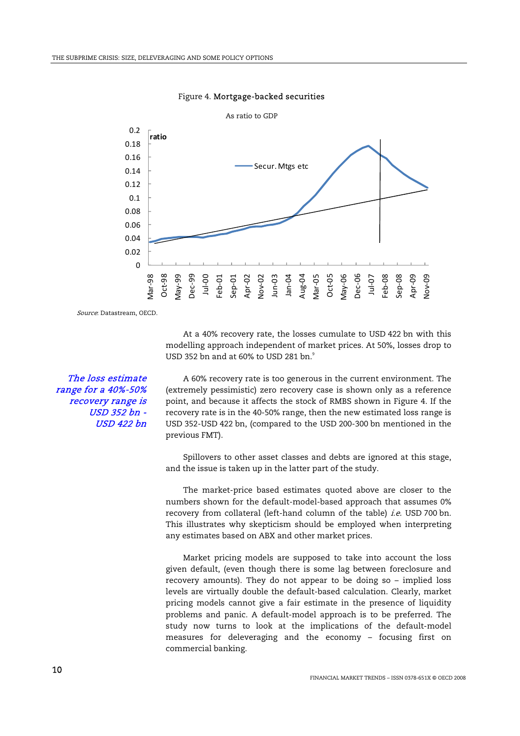Figure 4. **Mortgage-backed securities**

As ratio to GDP

*Source*: Datastream, OECD.

At a 40% recovery rate, the losses cumulate to USD 422 bn with this modelling approach independent of market prices. At 50%, losses drop to USD 352 bn and at 60% to USD 281 bn.[9]

*The loss estimate range for a 40%-50% recovery range is USD 352 bn - USD 422 bn*

A 60% recovery rate is too generous in the current environment. The (extremely pessimistic) zero recovery case is shown only as a reference point, and because it affects the stock of RMBS shown in Figure 4. If the recovery rate is in the 40-50% range, then the new estimated loss range is USD 352-USD 422 bn, (compared to the USD 200-300 bn mentioned in the previous FMT).

Spillovers to other asset classes and debts are ignored at this stage, and the issue is taken up in the latter part of the study.

The market-price based estimates quoted above are closer to the numbers shown for the default-model-based approach that assumes 0% recovery from collateral (left-hand column of the table) *i.e.* USD 700 bn. This illustrates why skepticism should be employed when interpreting any estimates based on ABX and other market prices.

Market pricing models are supposed to take into account the loss given default, (even though there is some lag between foreclosure and recovery amounts). They do not appear to be doing so – implied loss levels are virtually double the default-based calculation. Clearly, market pricing models cannot give a fair estimate in the presence of liquidity problems and panic. A default-model approach is to be preferred. The study now turns to look at the implications of the default-model measures for deleveraging and the economy – focusing first on commercial banking.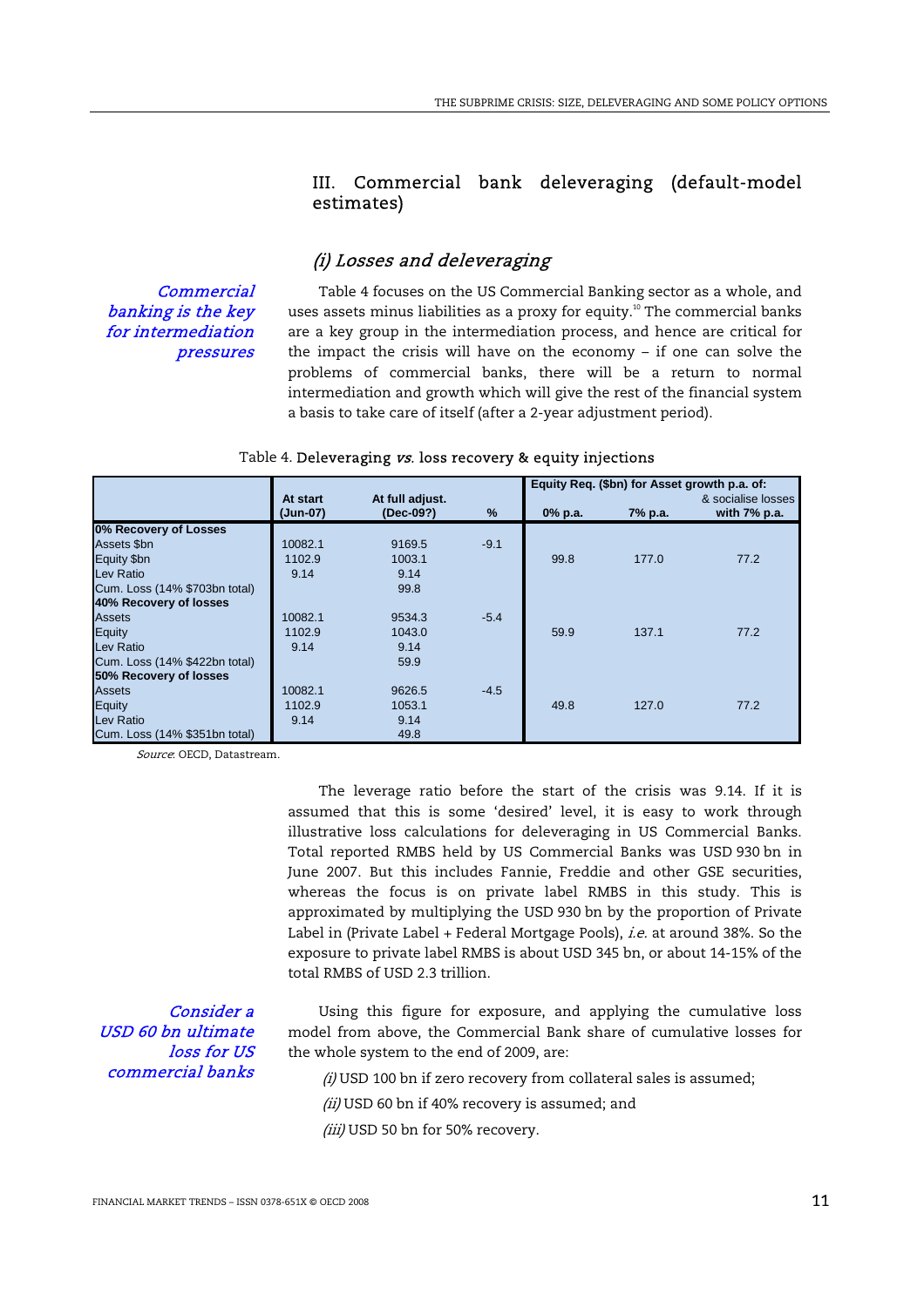## III. Commercial bank deleveraging (default-model estimates)

### *(i) Losses and deleveraging*

*Commercial banking is the key for intermediation pressures*

Table 4 focuses on the US Commercial Banking sector as a whole, and uses assets minus liabilities as a proxy for equity.[10] The commercial banks are a key group in the intermediation process, and hence are critical for the impact the crisis will have on the economy – if one can solve the problems of commercial banks, there will be a return to normal intermediation and growth which will give the rest of the financial system a basis to take care of itself (after a 2-year adjustment period).

Table 4. **Deleveraging *vs.* loss recovery & equity injections**

| | At start (Jun-07) | At full adjust. (Dec-09?) | % | Equity Req. ($bn) for Asset growth p.a. of: 0% p.a. | 7% p.a. | & socialise losses with 7% p.a. |
|---|---|---|---|---|---|---|
| **0% Recovery of Losses** | | | | | | |
| Assets $bn | 10082.1 | 9169.5 | -9.1 | | | |
| Equity $bn | 1102.9 | 1003.1 | | 99.8 | 177.0 | 77.2 |
| Lev Ratio | 9.14 | 9.14 | | | | |
| Cum. Loss (14% $703bn total) | | 99.8 | | | | |
| **40% Recovery of losses** | | | | | | |
| Assets | 10082.1 | 9534.3 | -5.4 | | | |
| Equity | 1102.9 | 1043.0 | | 59.9 | 137.1 | 77.2 |
| Lev Ratio | 9.14 | 9.14 | | | | |
| Cum. Loss (14% $422bn total) | | 59.9 | | | | |
| **50% Recovery of losses** | | | | | | |
| Assets | 10082.1 | 9626.5 | -4.5 | | | |
| Equity | 1102.9 | 1053.1 | | 49.8 | 127.0 | 77.2 |
| Lev Ratio | 9.14 | 9.14 | | | | |
| Cum. Loss (14% $351bn total) | | 49.8 | | | | |

*Source*: OECD, Datastream.

The leverage ratio before the start of the crisis was 9.14. If it is assumed that this is some 'desired' level, it is easy to work through illustrative loss calculations for deleveraging in US Commercial Banks. Total reported RMBS held by US Commercial Banks was USD 930 bn in June 2007. But this includes Fannie, Freddie and other GSE securities, whereas the focus is on private label RMBS in this study. This is approximated by multiplying the USD 930 bn by the proportion of Private Label in (Private Label + Federal Mortgage Pools), *i.e.* at around 38%. So the exposure to private label RMBS is about USD 345 bn, or about 14-15% of the total RMBS of USD 2.3 trillion.

*Consider a USD 60 bn ultimate loss for US commercial banks*

Using this figure for exposure, and applying the cumulative loss model from above, the Commercial Bank share of cumulative losses for the whole system to the end of 2009, are:

*(i)* USD 100 bn if zero recovery from collateral sales is assumed;

*(ii)* USD 60 bn if 40% recovery is assumed; and

*(iii)* USD 50 bn for 50% recovery.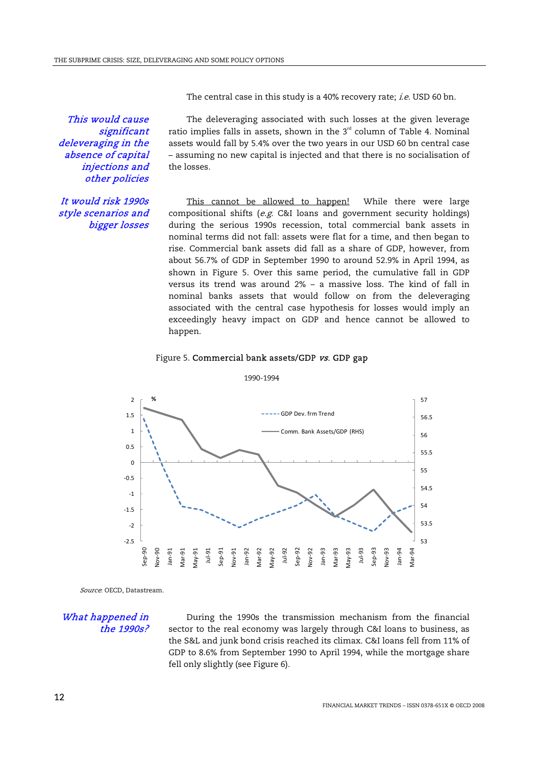The central case in this study is a 40% recovery rate; *i.e.* USD 60 bn.

*This would cause significant deleveraging in the absence of capital injections and other policies*

The deleveraging associated with such losses at the given leverage ratio implies falls in assets, shown in the 3rd column of Table 4. Nominal assets would fall by 5.4% over the two years in our USD 60 bn central case – assuming no new capital is injected and that there is no socialisation of the losses.

*It would risk 1990s style scenarios and bigger losses*

This cannot be allowed to happen! While there were large compositional shifts (*e.g.* C&I loans and government security holdings) during the serious 1990s recession, total commercial bank assets in nominal terms did not fall: assets were flat for a time, and then began to rise. Commercial bank assets did fall as a share of GDP, however, from about 56.7% of GDP in September 1990 to around 52.9% in April 1994, as shown in Figure 5. Over this same period, the cumulative fall in GDP versus its trend was around 2% – a massive loss. The kind of fall in nominal banks assets that would follow on from the deleveraging associated with the central case hypothesis for losses would imply an exceedingly heavy impact on GDP and hence cannot be allowed to happen.

Figure 5. **Commercial bank assets/GDP *vs.* GDP gap**

1990-1994

*Source*: OECD, Datastream.

*What happened in the 1990s?*

During the 1990s the transmission mechanism from the financial sector to the real economy was largely through C&I loans to business, as the S&L and junk bond crisis reached its climax. C&I loans fell from 11% of GDP to 8.6% from September 1990 to April 1994, while the mortgage share fell only slightly (see Figure 6).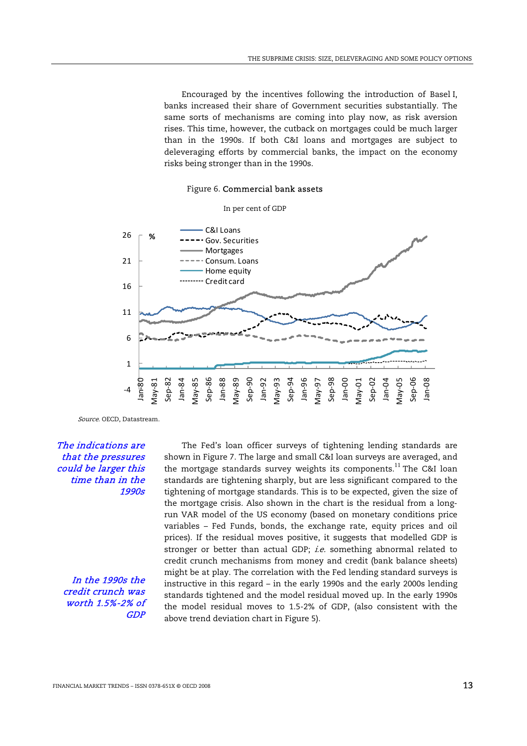Encouraged by the incentives following the introduction of Basel I, banks increased their share of Government securities substantially. The same sorts of mechanisms are coming into play now, as risk aversion rises. This time, however, the cutback on mortgages could be much larger than in the 1990s. If both C&I loans and mortgages are subject to deleveraging efforts by commercial banks, the impact on the economy risks being stronger than in the 1990s.

Figure 6. **Commercial bank assets**

In per cent of GDP

*Source*. OECD, Datastream.

*The indications are that the pressures could be larger this time than in the 1990s*

The Fed's loan officer surveys of tightening lending standards are shown in Figure 7. The large and small C&I loan surveys are averaged, and the mortgage standards survey weights its components.[11] The C&I loan standards are tightening sharply, but are less significant compared to the tightening of mortgage standards. This is to be expected, given the size of the mortgage crisis. Also shown in the chart is the residual from a long-run VAR model of the US economy (based on monetary conditions price variables – Fed Funds, bonds, the exchange rate, equity prices and oil prices). If the residual moves positive, it suggests that modelled GDP is stronger or better than actual GDP; *i.e.* something abnormal related to credit crunch mechanisms from money and credit (bank balance sheets) might be at play. The correlation with the Fed lending standard surveys is instructive in this regard – in the early 1990s and the early 2000s lending standards tightened and the model residual moved up. In the early 1990s the model residual moves to 1.5-2% of GDP, (also consistent with the above trend deviation chart in Figure 5).

*In the 1990s the credit crunch was worth 1.5%-2% of GDP*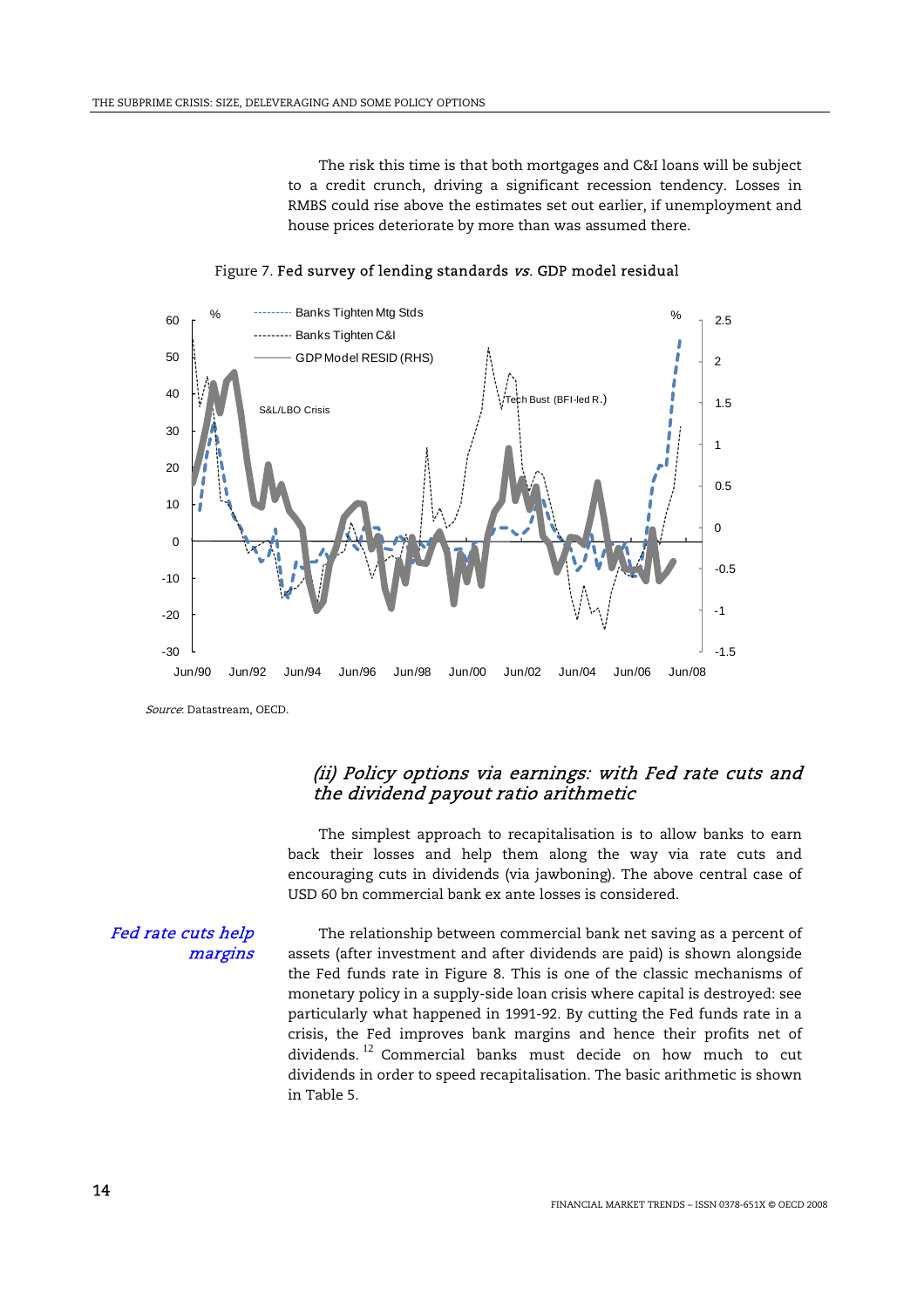The risk this time is that both mortgages and C&I loans will be subject to a credit crunch, driving a significant recession tendency. Losses in RMBS could rise above the estimates set out earlier, if unemployment and house prices deteriorate by more than was assumed there.

Figure 7. **Fed survey of lending standards *vs.* GDP model residual**

*Source*: Datastream, OECD.

### *(ii) Policy options via earnings: with Fed rate cuts and the dividend payout ratio arithmetic*

The simplest approach to recapitalisation is to allow banks to earn back their losses and help them along the way via rate cuts and encouraging cuts in dividends (via jawboning). The above central case of USD 60 bn commercial bank ex ante losses is considered.

*Fed rate cuts help margins*

The relationship between commercial bank net saving as a percent of assets (after investment and after dividends are paid) is shown alongside the Fed funds rate in Figure 8. This is one of the classic mechanisms of monetary policy in a supply-side loan crisis where capital is destroyed: see particularly what happened in 1991-92. By cutting the Fed funds rate in a crisis, the Fed improves bank margins and hence their profits net of dividends.[12] Commercial banks must decide on how much to cut dividends in order to speed recapitalisation. The basic arithmetic is shown in Table 5.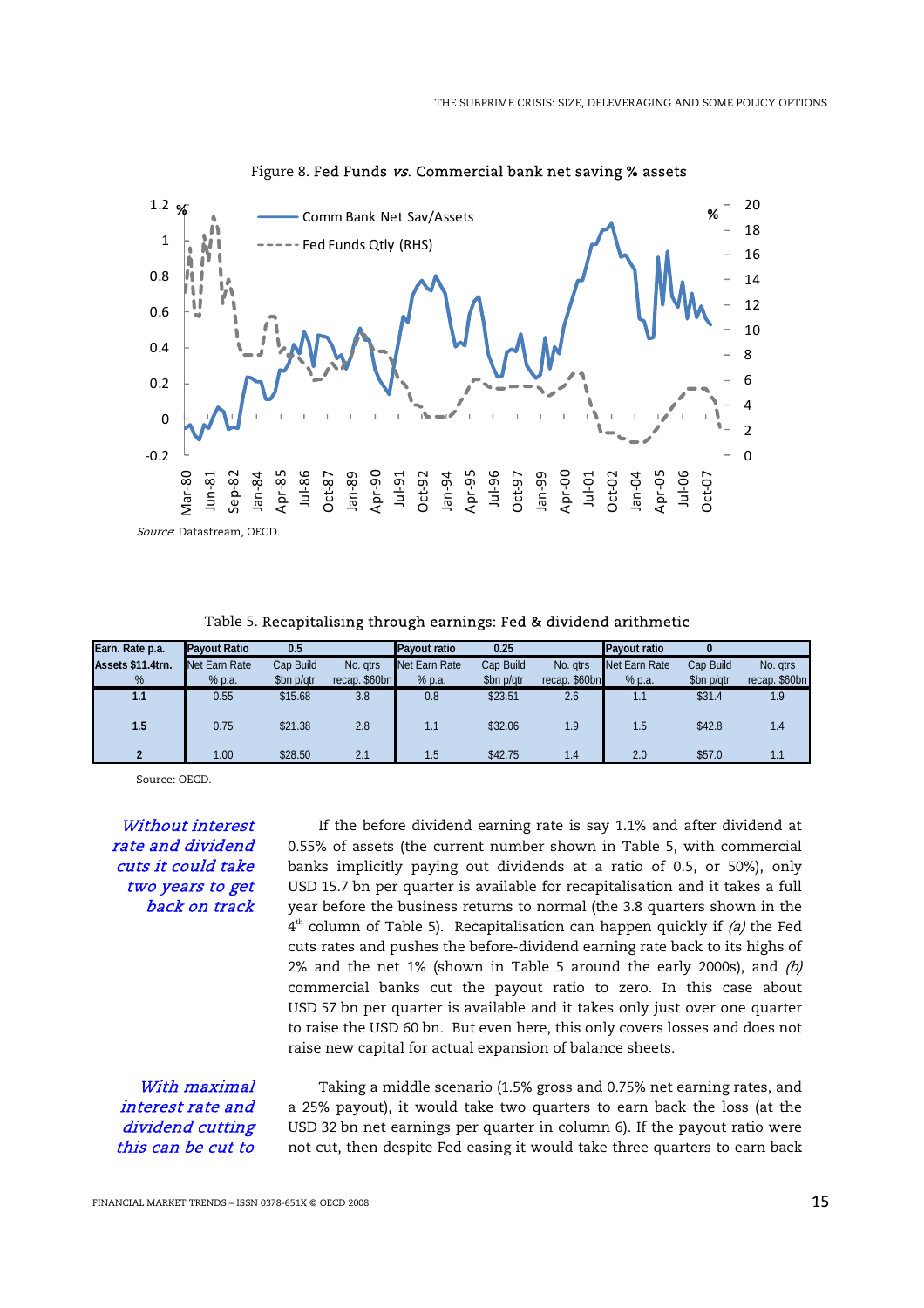Figure 8. **Fed Funds *vs*. Commercial bank net saving % assets**

Source: Datastream, OECD.

Table 5. **Recapitalising through earnings: Fed & dividend arithmetic**

| Earn. Rate p.a. | Payout Ratio | 0.5 | | Payout ratio | 0.25 | | Payout ratio | 0 | |
|---|---|---|---|---|---|---|---|---|---|
| Assets $11.4trn. % | Net Earn Rate % p.a. | Cap Build $bn p/qtr | No. qtrs recap. $60bn | Net Earn Rate % p.a. | Cap Build $bn p/qtr | No. qtrs recap. $60bn | Net Earn Rate % p.a. | Cap Build $bn p/qtr | No. qtrs recap. $60bn |
| 1.1 | 0.55 | $15.68 | 3.8 | 0.8 | $23.51 | 2.6 | 1.1 | $31.4 | 1.9 |
| 1.5 | 0.75 | $21.38 | 2.8 | 1.1 | $32.06 | 1.9 | 1.5 | $42.8 | 1.4 |
| 2 | 1.00 | $28.50 | 2.1 | 1.5 | $42.75 | 1.4 | 2.0 | $57.0 | 1.1 |

Source: OECD.

*Without interest rate and dividend cuts it could take two years to get back on track*

If the before dividend earning rate is say 1.1% and after dividend at 0.55% of assets (the current number shown in Table 5, with commercial banks implicitly paying out dividends at a ratio of 0.5, or 50%), only USD 15.7 bn per quarter is available for recapitalisation and it takes a full year before the business returns to normal (the 3.8 quarters shown in the 4[th] column of Table 5). Recapitalisation can happen quickly if *(a)* the Fed cuts rates and pushes the before-dividend earning rate back to its highs of 2% and the net 1% (shown in Table 5 around the early 2000s), and *(b)* commercial banks cut the payout ratio to zero. In this case about USD 57 bn per quarter is available and it takes only just over one quarter to raise the USD 60 bn. But even here, this only covers losses and does not raise new capital for actual expansion of balance sheets.

*With maximal interest rate and dividend cutting this can be cut to*

Taking a middle scenario (1.5% gross and 0.75% net earning rates, and a 25% payout), it would take two quarters to earn back the loss (at the USD 32 bn net earnings per quarter in column 6). If the payout ratio were not cut, then despite Fed easing it would take three quarters to earn back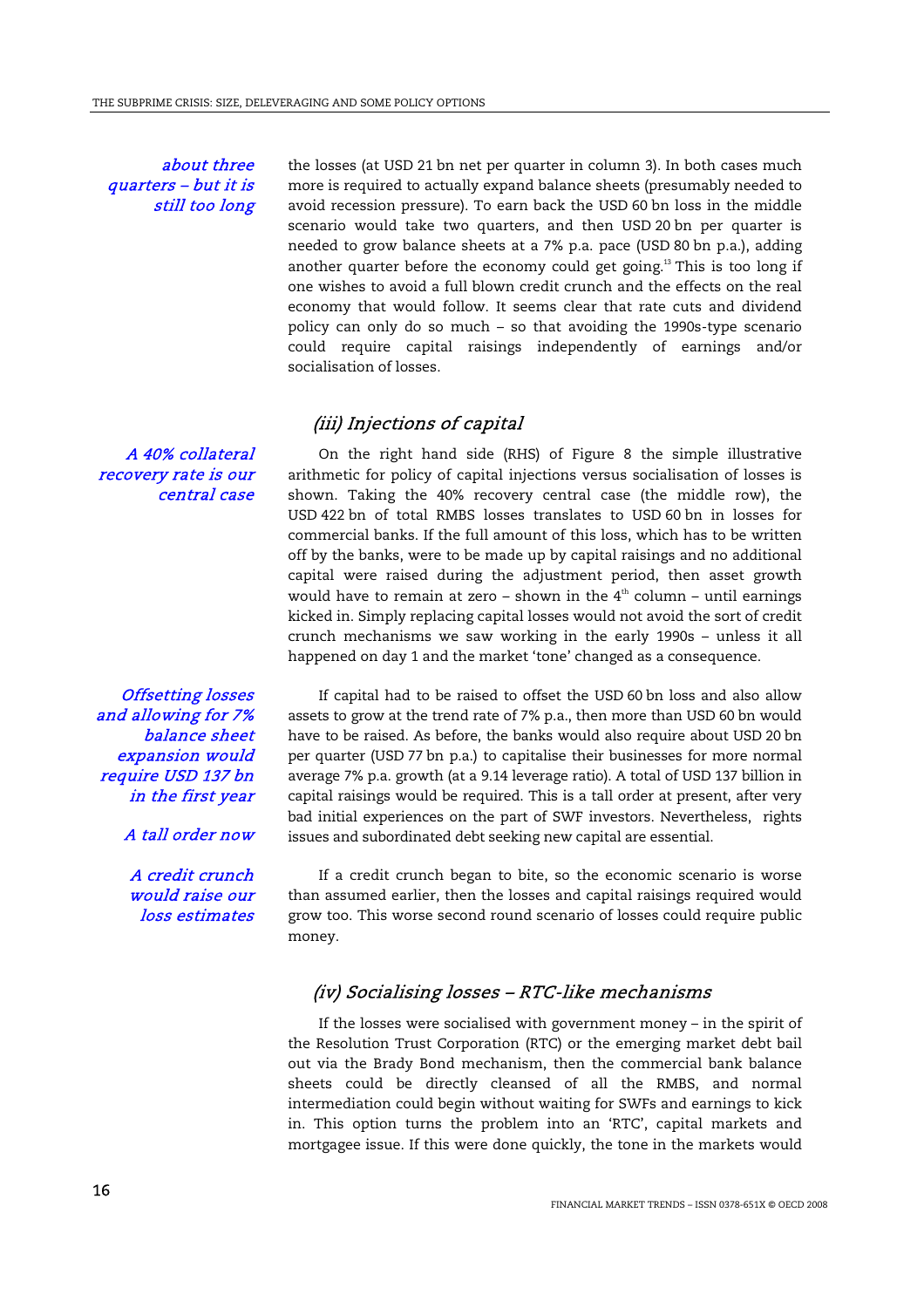*about three quarters – but it is still too long*

the losses (at USD 21 bn net per quarter in column 3). In both cases much more is required to actually expand balance sheets (presumably needed to avoid recession pressure). To earn back the USD 60 bn loss in the middle scenario would take two quarters, and then USD 20 bn per quarter is needed to grow balance sheets at a 7% p.a. pace (USD 80 bn p.a.), adding another quarter before the economy could get going.[13] This is too long if one wishes to avoid a full blown credit crunch and the effects on the real economy that would follow. It seems clear that rate cuts and dividend policy can only do so much – so that avoiding the 1990s-type scenario could require capital raisings independently of earnings and/or socialisation of losses.

### *(iii) Injections of capital*

*A 40% collateral recovery rate is our central case*

On the right hand side (RHS) of Figure 8 the simple illustrative arithmetic for policy of capital injections versus socialisation of losses is shown. Taking the 40% recovery central case (the middle row), the USD 422 bn of total RMBS losses translates to USD 60 bn in losses for commercial banks. If the full amount of this loss, which has to be written off by the banks, were to be made up by capital raisings and no additional capital were raised during the adjustment period, then asset growth would have to remain at zero – shown in the 4th column – until earnings kicked in. Simply replacing capital losses would not avoid the sort of credit crunch mechanisms we saw working in the early 1990s – unless it all happened on day 1 and the market 'tone' changed as a consequence.

*Offsetting losses and allowing for 7% balance sheet expansion would require USD 137 bn in the first year*

*A tall order now*

If capital had to be raised to offset the USD 60 bn loss and also allow assets to grow at the trend rate of 7% p.a., then more than USD 60 bn would have to be raised. As before, the banks would also require about USD 20 bn per quarter (USD 77 bn p.a.) to capitalise their businesses for more normal average 7% p.a. growth (at a 9.14 leverage ratio). A total of USD 137 billion in capital raisings would be required. This is a tall order at present, after very bad initial experiences on the part of SWF investors. Nevertheless, rights issues and subordinated debt seeking new capital are essential.

*A credit crunch would raise our loss estimates*

If a credit crunch began to bite, so the economic scenario is worse than assumed earlier, then the losses and capital raisings required would grow too. This worse second round scenario of losses could require public money.

### *(iv) Socialising losses – RTC-like mechanisms*

If the losses were socialised with government money – in the spirit of the Resolution Trust Corporation (RTC) or the emerging market debt bail out via the Brady Bond mechanism, then the commercial bank balance sheets could be directly cleansed of all the RMBS, and normal intermediation could begin without waiting for SWFs and earnings to kick in. This option turns the problem into an 'RTC', capital markets and mortgagee issue. If this were done quickly, the tone in the markets would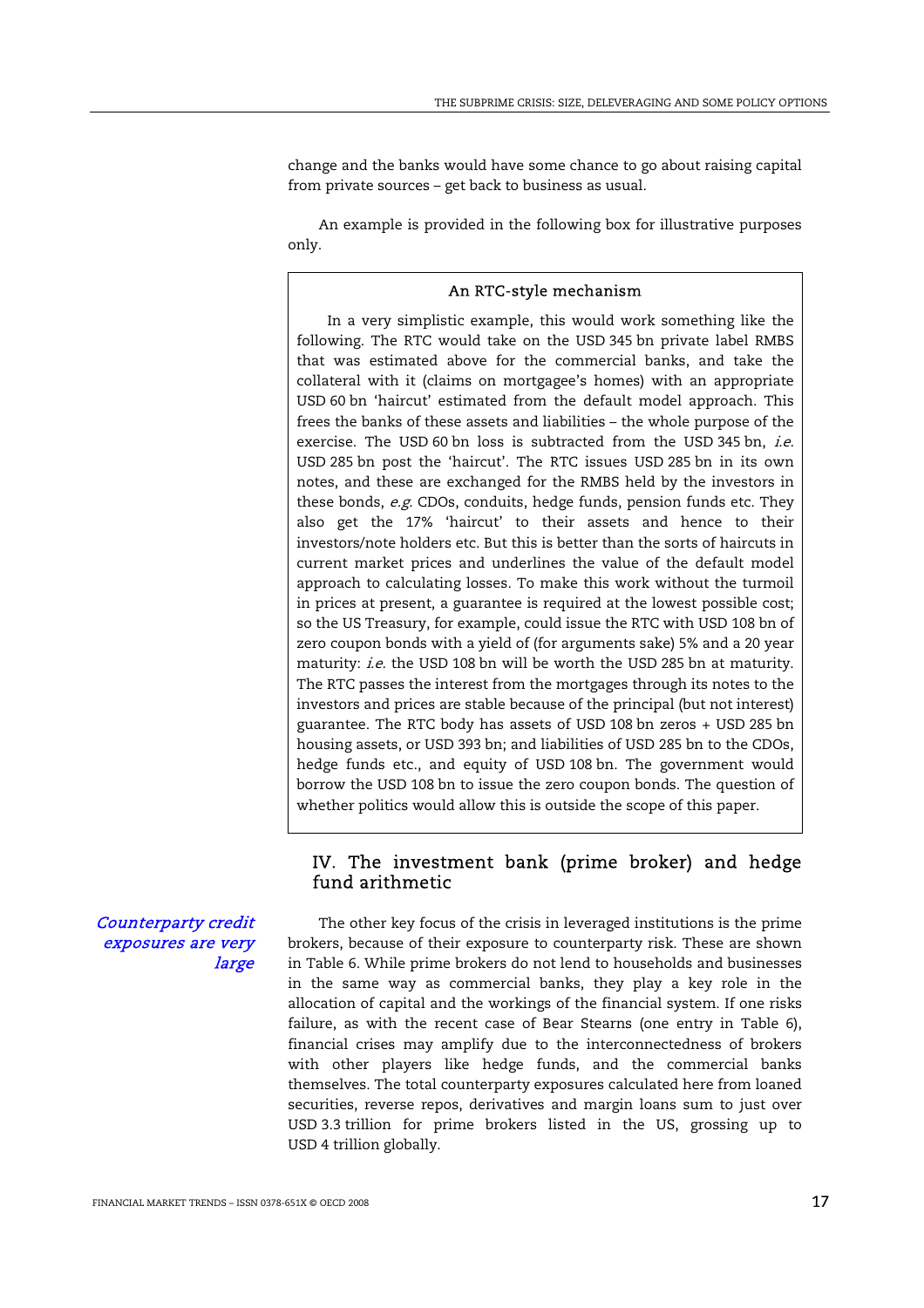change and the banks would have some chance to go about raising capital from private sources – get back to business as usual.

An example is provided in the following box for illustrative purposes only.

> **An RTC-style mechanism**
>
> In a very simplistic example, this would work something like the following. The RTC would take on the USD 345 bn private label RMBS that was estimated above for the commercial banks, and take the collateral with it (claims on mortgagee's homes) with an appropriate USD 60 bn 'haircut' estimated from the default model approach. This frees the banks of these assets and liabilities – the whole purpose of the exercise. The USD 60 bn loss is subtracted from the USD 345 bn, *i.e.* USD 285 bn post the 'haircut'. The RTC issues USD 285 bn in its own notes, and these are exchanged for the RMBS held by the investors in these bonds, *e.g.* CDOs, conduits, hedge funds, pension funds etc. They also get the 17% 'haircut' to their assets and hence to their investors/note holders etc. But this is better than the sorts of haircuts in current market prices and underlines the value of the default model approach to calculating losses. To make this work without the turmoil in prices at present, a guarantee is required at the lowest possible cost; so the US Treasury, for example, could issue the RTC with USD 108 bn of zero coupon bonds with a yield of (for arguments sake) 5% and a 20 year maturity: *i.e.* the USD 108 bn will be worth the USD 285 bn at maturity. The RTC passes the interest from the mortgages through its notes to the investors and prices are stable because of the principal (but not interest) guarantee. The RTC body has assets of USD 108 bn zeros + USD 285 bn housing assets, or USD 393 bn; and liabilities of USD 285 bn to the CDOs, hedge funds etc., and equity of USD 108 bn. The government would borrow the USD 108 bn to issue the zero coupon bonds. The question of whether politics would allow this is outside the scope of this paper.

## IV. The investment bank (prime broker) and hedge fund arithmetic

*Counterparty credit exposures are very large*

The other key focus of the crisis in leveraged institutions is the prime brokers, because of their exposure to counterparty risk. These are shown in Table 6. While prime brokers do not lend to households and businesses in the same way as commercial banks, they play a key role in the allocation of capital and the workings of the financial system. If one risks failure, as with the recent case of Bear Stearns (one entry in Table 6), financial crises may amplify due to the interconnectedness of brokers with other players like hedge funds, and the commercial banks themselves. The total counterparty exposures calculated here from loaned securities, reverse repos, derivatives and margin loans sum to just over USD 3.3 trillion for prime brokers listed in the US, grossing up to USD 4 trillion globally.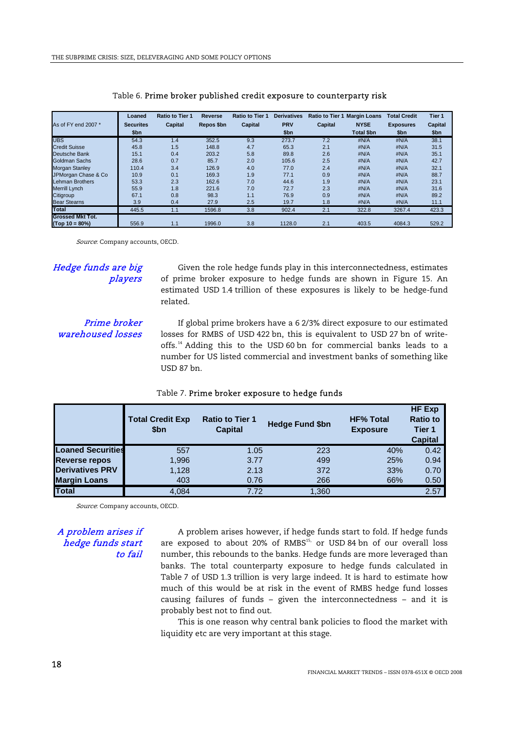Table 6. **Prime broker published credit exposure to counterparty risk**

| As of FY end 2007 * | Loaned Securites $bn | Ratio to Tier 1 Capital | Reverse Repos $bn | Ratio to Tier 1 Capital | Derivatives PRV $bn | Ratio to Tier 1 Capital | Margin Loans NYSE Total $bn | Total Credit Exposures $bn | Tier 1 Capital $bn |
|---|---|---|---|---|---|---|---|---|---|
| UBS | 54.3 | 1.4 | 352.5 | 9.3 | 273.7 | 7.2 | #N/A | #N/A | 38.1 |
| Credit Suisse | 45.8 | 1.5 | 148.8 | 4.7 | 65.3 | 2.1 | #N/A | #N/A | 31.5 |
| Deutsche Bank | 15.1 | 0.4 | 203.2 | 5.8 | 89.8 | 2.6 | #N/A | #N/A | 35.1 |
| Goldman Sachs | 28.6 | 0.7 | 85.7 | 2.0 | 105.6 | 2.5 | #N/A | #N/A | 42.7 |
| Morgan Stanley | 110.4 | 3.4 | 126.9 | 4.0 | 77.0 | 2.4 | #N/A | #N/A | 32.1 |
| JPMorgan Chase & Co | 10.9 | 0.1 | 169.3 | 1.9 | 77.1 | 0.9 | #N/A | #N/A | 88.7 |
| Lehman Brothers | 53.3 | 2.3 | 162.6 | 7.0 | 44.6 | 1.9 | #N/A | #N/A | 23.1 |
| Merrill Lynch | 55.9 | 1.8 | 221.6 | 7.0 | 72.7 | 2.3 | #N/A | #N/A | 31.6 |
| Citigroup | 67.1 | 0.8 | 98.3 | 1.1 | 76.9 | 0.9 | #N/A | #N/A | 89.2 |
| Bear Stearns | 3.9 | 0.4 | 27.9 | 2.5 | 19.7 | 1.8 | #N/A | #N/A | 11.1 |
| **Total** | 445.5 | 1.1 | 1596.8 | 3.8 | 902.4 | 2.1 | 322.8 | 3267.4 | 423.3 |
| **Grossed Mkt Tot. (Top 10 = 80%)** | 556.9 | 1.1 | 1996.0 | 3.8 | 1128.0 | 2.1 | 403.5 | 4084.3 | 529.2 |

*Source*: Company accounts, OECD.

*Hedge funds are big players*

Given the role hedge funds play in this interconnectedness, estimates of prime broker exposure to hedge funds are shown in Figure 15. An estimated USD 1.4 trillion of these exposures is likely to be hedge-fund related.

*Prime broker warehoused losses*

If global prime brokers have a 6 2/3% direct exposure to our estimated losses for RMBS of USD 422 bn, this is equivalent to USD 27 bn of write-offs.[14] Adding this to the USD 60 bn for commercial banks leads to a number for US listed commercial and investment banks of something like USD 87 bn.

Table 7. **Prime broker exposure to hedge funds**

| | Total Credit Exp $bn | Ratio to Tier 1 Capital | Hedge Fund $bn | HF% Total Exposure | HF Exp Ratio to Tier 1 Capital |
|---|---|---|---|---|---|
| **Loaned Securities** | 557 | 1.05 | 223 | 40% | 0.42 |
| **Reverse repos** | 1,996 | 3.77 | 499 | 25% | 0.94 |
| **Derivatives PRV** | 1,128 | 2.13 | 372 | 33% | 0.70 |
| **Margin Loans** | 403 | 0.76 | 266 | 66% | 0.50 |
| **Total** | 4,084 | 7.72 | 1,360 | | 2.57 |

*Source*: Company accounts, OECD.

*A problem arises if hedge funds start to fail*

A problem arises however, if hedge funds start to fold. If hedge funds are exposed to about 20% of RMBS[15] or USD 84 bn of our overall loss number, this rebounds to the banks. Hedge funds are more leveraged than banks. The total counterparty exposure to hedge funds calculated in Table 7 of USD 1.3 trillion is very large indeed. It is hard to estimate how much of this would be at risk in the event of RMBS hedge fund losses causing failures of funds – given the interconnectedness – and it is probably best not to find out.

This is one reason why central bank policies to flood the market with liquidity etc are very important at this stage.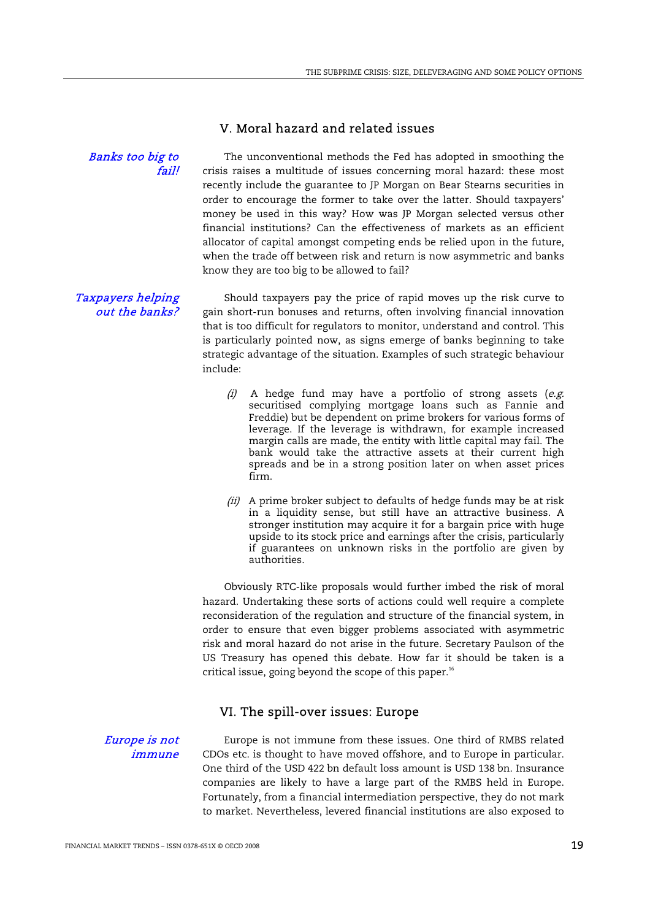## V. Moral hazard and related issues

*Banks too big to fail!*

The unconventional methods the Fed has adopted in smoothing the crisis raises a multitude of issues concerning moral hazard: these most recently include the guarantee to JP Morgan on Bear Stearns securities in order to encourage the former to take over the latter. Should taxpayers' money be used in this way? How was JP Morgan selected versus other financial institutions? Can the effectiveness of markets as an efficient allocator of capital amongst competing ends be relied upon in the future, when the trade off between risk and return is now asymmetric and banks know they are too big to be allowed to fail?

*Taxpayers helping out the banks?*

Should taxpayers pay the price of rapid moves up the risk curve to gain short-run bonuses and returns, often involving financial innovation that is too difficult for regulators to monitor, understand and control. This is particularly pointed now, as signs emerge of banks beginning to take strategic advantage of the situation. Examples of such strategic behaviour include:

*(i)* A hedge fund may have a portfolio of strong assets (*e.g.* securitised complying mortgage loans such as Fannie and Freddie) but be dependent on prime brokers for various forms of leverage. If the leverage is withdrawn, for example increased margin calls are made, the entity with little capital may fail. The bank would take the attractive assets at their current high spreads and be in a strong position later on when asset prices firm.

*(ii)* A prime broker subject to defaults of hedge funds may be at risk in a liquidity sense, but still have an attractive business. A stronger institution may acquire it for a bargain price with huge upside to its stock price and earnings after the crisis, particularly if guarantees on unknown risks in the portfolio are given by authorities.

Obviously RTC-like proposals would further imbed the risk of moral hazard. Undertaking these sorts of actions could well require a complete reconsideration of the regulation and structure of the financial system, in order to ensure that even bigger problems associated with asymmetric risk and moral hazard do not arise in the future. Secretary Paulson of the US Treasury has opened this debate. How far it should be taken is a critical issue, going beyond the scope of this paper.[16]

## VI. The spill-over issues: Europe

*Europe is not immune*

Europe is not immune from these issues. One third of RMBS related CDOs etc. is thought to have moved offshore, and to Europe in particular. One third of the USD 422 bn default loss amount is USD 138 bn. Insurance companies are likely to have a large part of the RMBS held in Europe. Fortunately, from a financial intermediation perspective, they do not mark to market. Nevertheless, levered financial institutions are also exposed to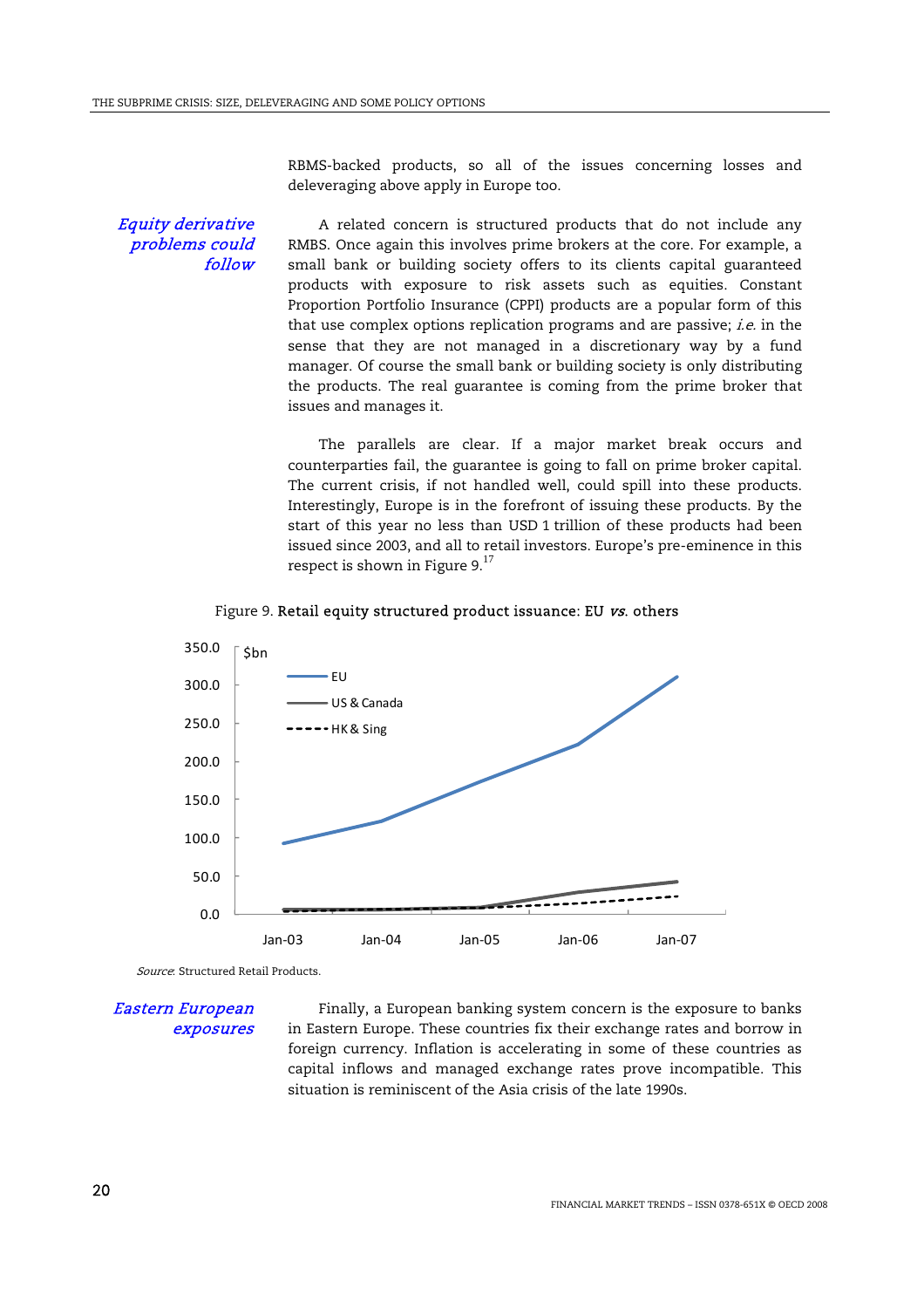RBMS-backed products, so all of the issues concerning losses and deleveraging above apply in Europe too.

*Equity derivative problems could follow*

A related concern is structured products that do not include any RMBS. Once again this involves prime brokers at the core. For example, a small bank or building society offers to its clients capital guaranteed products with exposure to risk assets such as equities. Constant Proportion Portfolio Insurance (CPPI) products are a popular form of this that use complex options replication programs and are passive; *i.e.* in the sense that they are not managed in a discretionary way by a fund manager. Of course the small bank or building society is only distributing the products. The real guarantee is coming from the prime broker that issues and manages it.

The parallels are clear. If a major market break occurs and counterparties fail, the guarantee is going to fall on prime broker capital. The current crisis, if not handled well, could spill into these products. Interestingly, Europe is in the forefront of issuing these products. By the start of this year no less than USD 1 trillion of these products had been issued since 2003, and all to retail investors. Europe's pre-eminence in this respect is shown in Figure 9.[17]

Figure 9. **Retail equity structured product issuance: EU *vs*. others**

*Source*: Structured Retail Products.

*Eastern European exposures*

Finally, a European banking system concern is the exposure to banks in Eastern Europe. These countries fix their exchange rates and borrow in foreign currency. Inflation is accelerating in some of these countries as capital inflows and managed exchange rates prove incompatible. This situation is reminiscent of the Asia crisis of the late 1990s.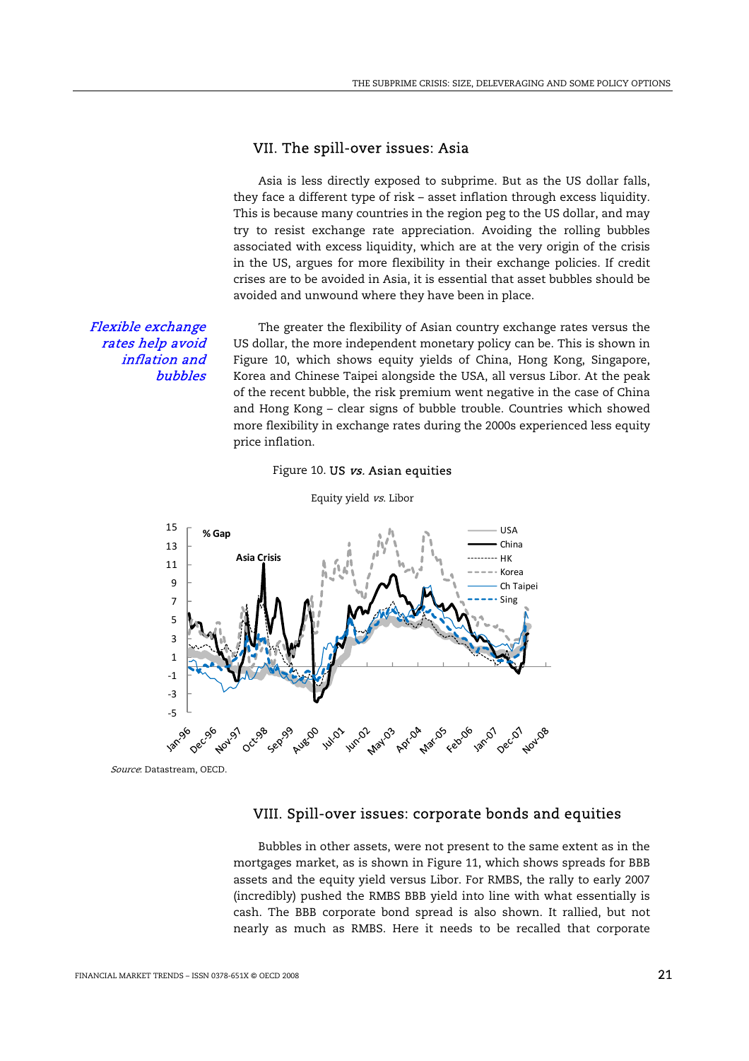## VII. The spill-over issues: Asia

Asia is less directly exposed to subprime. But as the US dollar falls, they face a different type of risk – asset inflation through excess liquidity. This is because many countries in the region peg to the US dollar, and may try to resist exchange rate appreciation. Avoiding the rolling bubbles associated with excess liquidity, which are at the very origin of the crisis in the US, argues for more flexibility in their exchange policies. If credit crises are to be avoided in Asia, it is essential that asset bubbles should be avoided and unwound where they have been in place.

*Flexible exchange rates help avoid inflation and bubbles*

The greater the flexibility of Asian country exchange rates versus the US dollar, the more independent monetary policy can be. This is shown in Figure 10, which shows equity yields of China, Hong Kong, Singapore, Korea and Chinese Taipei alongside the USA, all versus Libor. At the peak of the recent bubble, the risk premium went negative in the case of China and Hong Kong – clear signs of bubble trouble. Countries which showed more flexibility in exchange rates during the 2000s experienced less equity price inflation.

Figure 10. US *vs.* Asian equities

Equity yield *vs.* Libor

*Source*: Datastream, OECD.

## VIII. Spill-over issues: corporate bonds and equities

Bubbles in other assets, were not present to the same extent as in the mortgages market, as is shown in Figure 11, which shows spreads for BBB assets and the equity yield versus Libor. For RMBS, the rally to early 2007 (incredibly) pushed the RMBS BBB yield into line with what essentially is cash. The BBB corporate bond spread is also shown. It rallied, but not nearly as much as RMBS. Here it needs to be recalled that corporate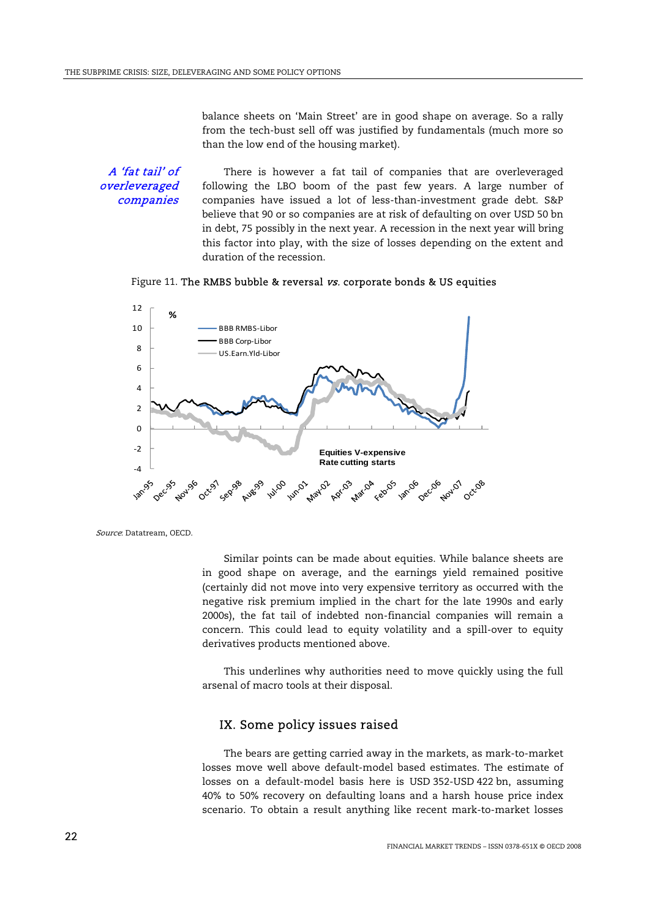balance sheets on 'Main Street' are in good shape on average. So a rally from the tech-bust sell off was justified by fundamentals (much more so than the low end of the housing market).

*A 'fat tail' of overleveraged companies*

There is however a fat tail of companies that are overleveraged following the LBO boom of the past few years. A large number of companies have issued a lot of less-than-investment grade debt. S&P believe that 90 or so companies are at risk of defaulting on over USD 50 bn in debt, 75 possibly in the next year. A recession in the next year will bring this factor into play, with the size of losses depending on the extent and duration of the recession.

Figure 11. **The RMBS bubble & reversal *vs.* corporate bonds & US equities**

*Source*: Datatream, OECD.

Similar points can be made about equities. While balance sheets are in good shape on average, and the earnings yield remained positive (certainly did not move into very expensive territory as occurred with the negative risk premium implied in the chart for the late 1990s and early 2000s), the fat tail of indebted non-financial companies will remain a concern. This could lead to equity volatility and a spill-over to equity derivatives products mentioned above.

This underlines why authorities need to move quickly using the full arsenal of macro tools at their disposal.

## IX. Some policy issues raised

The bears are getting carried away in the markets, as mark-to-market losses move well above default-model based estimates. The estimate of losses on a default-model basis here is USD 352-USD 422 bn, assuming 40% to 50% recovery on defaulting loans and a harsh house price index scenario. To obtain a result anything like recent mark-to-market losses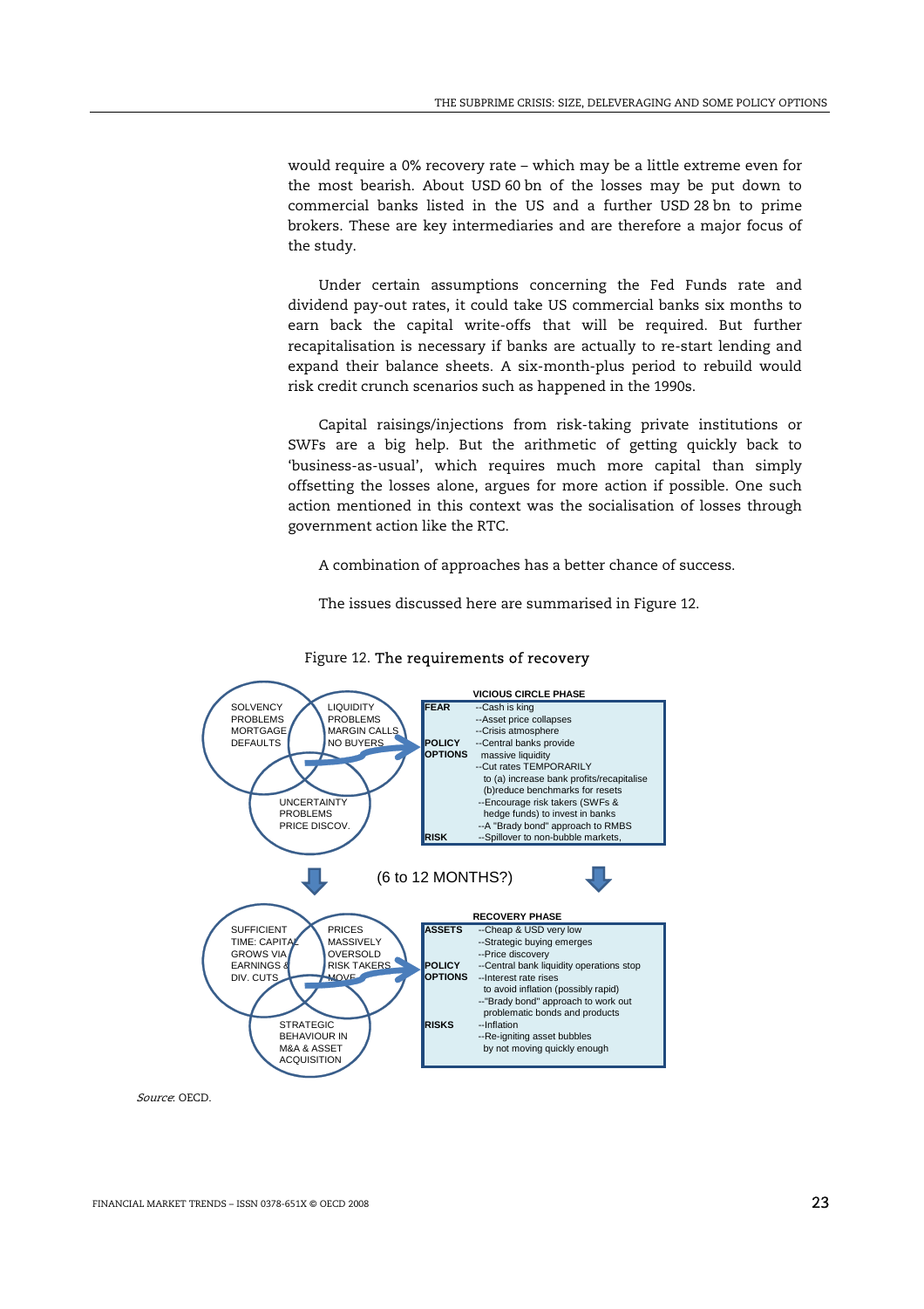would require a 0% recovery rate – which may be a little extreme even for the most bearish. About USD 60 bn of the losses may be put down to commercial banks listed in the US and a further USD 28 bn to prime brokers. These are key intermediaries and are therefore a major focus of the study.

Under certain assumptions concerning the Fed Funds rate and dividend pay-out rates, it could take US commercial banks six months to earn back the capital write-offs that will be required. But further recapitalisation is necessary if banks are actually to re-start lending and expand their balance sheets. A six-month-plus period to rebuild would risk credit crunch scenarios such as happened in the 1990s.

Capital raisings/injections from risk-taking private institutions or SWFs are a big help. But the arithmetic of getting quickly back to 'business-as-usual', which requires much more capital than simply offsetting the losses alone, argues for more action if possible. One such action mentioned in this context was the socialisation of losses through government action like the RTC.

A combination of approaches has a better chance of success.

The issues discussed here are summarised in Figure 12.

Figure 12. **The requirements of recovery**

SOLVENCY PROBLEMS MORTGAGE DEFAULTS | LIQUIDITY PROBLEMS MARGIN CALLS NO BUYERS | UNCERTAINTY PROBLEMS PRICE DISCOV.

**VICIOUS CIRCLE PHASE**

| | |
|---|---|
| **FEAR** | --Cash is king<br>--Asset price collapses<br>--Crisis atmosphere |
| **POLICY OPTIONS** | --Central banks provide massive liquidity<br>--Cut rates TEMPORARILY to (a) increase bank profits/recapitalise (b)reduce benchmarks for resets<br>--Encourage risk takers (SWFs & hedge funds) to invest in banks<br>--A "Brady bond" approach to RMBS |
| **RISK** | --Spillover to non-bubble markets, |

(6 to 12 MONTHS?)

SUFFICIENT TIME: CAPITAL GROWS VIA EARNINGS & DIV. CUTS | PRICES MASSIVELY OVERSOLD RISK TAKERS MOVE | STRATEGIC BEHAVIOUR IN M&A & ASSET ACQUISITION

**RECOVERY PHASE**

| | |
|---|---|
| **ASSETS** | --Cheap & USD very low<br>--Strategic buying emerges<br>--Price discovery |
| **POLICY OPTIONS** | --Central bank liquidity operations stop<br>--Interest rate rises to avoid inflation (possibly rapid)<br>--"Brady bond" approach to work out problematic bonds and products |
| **RISKS** | --Inflation<br>--Re-igniting asset bubbles by not moving quickly enough |

*Source*: OECD.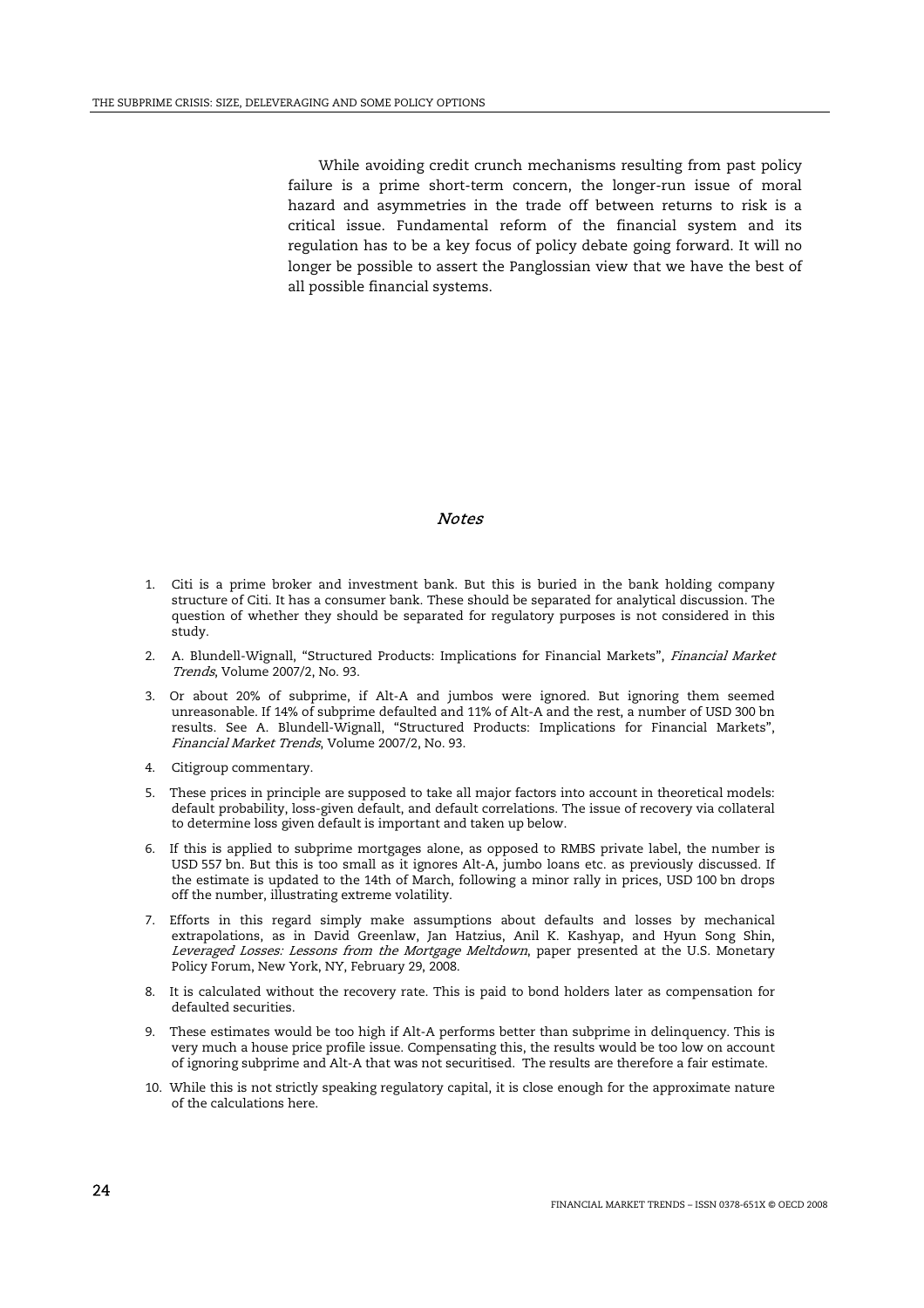While avoiding credit crunch mechanisms resulting from past policy failure is a prime short-term concern, the longer-run issue of moral hazard and asymmetries in the trade off between returns to risk is a critical issue. Fundamental reform of the financial system and its regulation has to be a key focus of policy debate going forward. It will no longer be possible to assert the Panglossian view that we have the best of all possible financial systems.

## *Notes*

1. Citi is a prime broker and investment bank. But this is buried in the bank holding company structure of Citi. It has a consumer bank. These should be separated for analytical discussion. The question of whether they should be separated for regulatory purposes is not considered in this study.
2. A. Blundell-Wignall, "Structured Products: Implications for Financial Markets", *Financial Market Trends*, Volume 2007/2, No. 93.
3. Or about 20% of subprime, if Alt-A and jumbos were ignored. But ignoring them seemed unreasonable. If 14% of subprime defaulted and 11% of Alt-A and the rest, a number of USD 300 bn results. See A. Blundell-Wignall, "Structured Products: Implications for Financial Markets", *Financial Market Trends*, Volume 2007/2, No. 93.
4. Citigroup commentary.
5. These prices in principle are supposed to take all major factors into account in theoretical models: default probability, loss-given default, and default correlations. The issue of recovery via collateral to determine loss given default is important and taken up below.
6. If this is applied to subprime mortgages alone, as opposed to RMBS private label, the number is USD 557 bn. But this is too small as it ignores Alt-A, jumbo loans etc. as previously discussed. If the estimate is updated to the 14th of March, following a minor rally in prices, USD 100 bn drops off the number, illustrating extreme volatility.
7. Efforts in this regard simply make assumptions about defaults and losses by mechanical extrapolations, as in David Greenlaw, Jan Hatzius, Anil K. Kashyap, and Hyun Song Shin, *Leveraged Losses: Lessons from the Mortgage Meltdown*, paper presented at the U.S. Monetary Policy Forum, New York, NY, February 29, 2008.
8. It is calculated without the recovery rate. This is paid to bond holders later as compensation for defaulted securities.
9. These estimates would be too high if Alt-A performs better than subprime in delinquency. This is very much a house price profile issue. Compensating this, the results would be too low on account of ignoring subprime and Alt-A that was not securitised. The results are therefore a fair estimate.
10. While this is not strictly speaking regulatory capital, it is close enough for the approximate nature of the calculations here.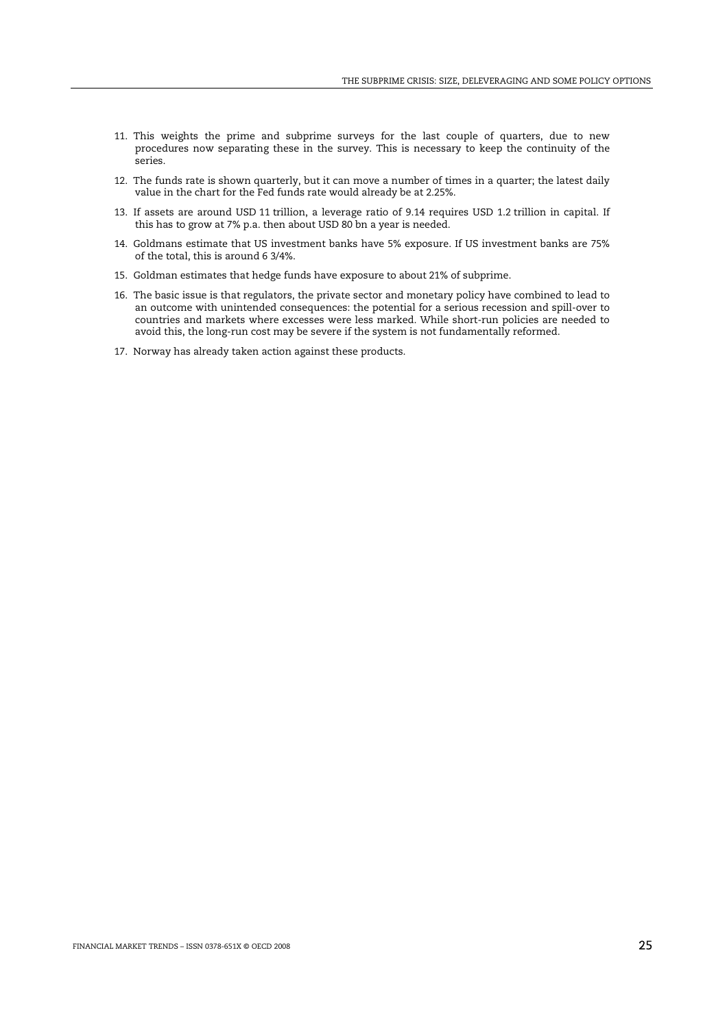11. This weights the prime and subprime surveys for the last couple of quarters, due to new procedures now separating these in the survey. This is necessary to keep the continuity of the series.
12. The funds rate is shown quarterly, but it can move a number of times in a quarter; the latest daily value in the chart for the Fed funds rate would already be at 2.25%.
13. If assets are around USD 11 trillion, a leverage ratio of 9.14 requires USD 1.2 trillion in capital. If this has to grow at 7% p.a. then about USD 80 bn a year is needed.
14. Goldmans estimate that US investment banks have 5% exposure. If US investment banks are 75% of the total, this is around 6 3/4%.
15. Goldman estimates that hedge funds have exposure to about 21% of subprime.
16. The basic issue is that regulators, the private sector and monetary policy have combined to lead to an outcome with unintended consequences: the potential for a serious recession and spill-over to countries and markets where excesses were less marked. While short-run policies are needed to avoid this, the long-run cost may be severe if the system is not fundamentally reformed.
17. Norway has already taken action against these products.